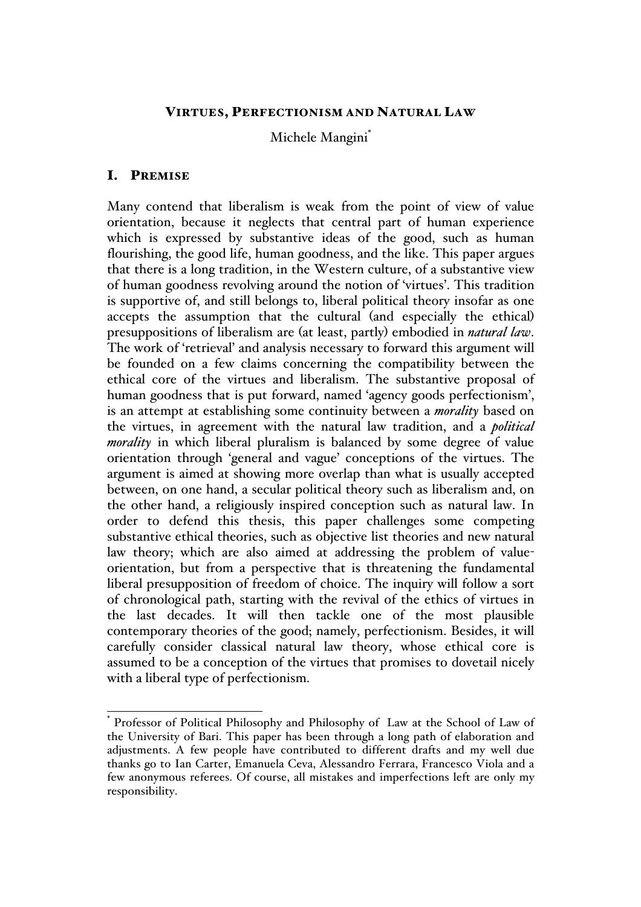# VIRTUES, PERFECTIONISM AND NATURAL LAW

Michele Mangini[*]

## I. PREMISE

Many contend that liberalism is weak from the point of view of value orientation, because it neglects that central part of human experience which is expressed by substantive ideas of the good, such as human flourishing, the good life, human goodness, and the like. This paper argues that there is a long tradition, in the Western culture, of a substantive view of human goodness revolving around the notion of 'virtues'. This tradition is supportive of, and still belongs to, liberal political theory insofar as one accepts the assumption that the cultural (and especially the ethical) presuppositions of liberalism are (at least, partly) embodied in ***natural law***. The work of 'retrieval' and analysis necessary to forward this argument will be founded on a few claims concerning the compatibility between the ethical core of the virtues and liberalism. The substantive proposal of human goodness that is put forward, named 'agency goods perfectionism', is an attempt at establishing some continuity between a ***morality*** based on the virtues, in agreement with the natural law tradition, and a ***political morality*** in which liberal pluralism is balanced by some degree of value orientation through 'general and vague' conceptions of the virtues. The argument is aimed at showing more overlap than what is usually accepted between, on one hand, a secular political theory such as liberalism and, on the other hand, a religiously inspired conception such as natural law. In order to defend this thesis, this paper challenges some competing substantive ethical theories, such as objective list theories and new natural law theory; which are also aimed at addressing the problem of value-orientation, but from a perspective that is threatening the fundamental liberal presupposition of freedom of choice. The inquiry will follow a sort of chronological path, starting with the revival of the ethics of virtues in the last decades. It will then tackle one of the most plausible contemporary theories of the good; namely, perfectionism. Besides, it will carefully consider classical natural law theory, whose ethical core is assumed to be a conception of the virtues that promises to dovetail nicely with a liberal type of perfectionism.

---

[*] Professor of Political Philosophy and Philosophy of Law at the School of Law of the University of Bari. This paper has been through a long path of elaboration and adjustments. A few people have contributed to different drafts and my well due thanks go to Ian Carter, Emanuela Ceva, Alessandro Ferrara, Francesco Viola and a few anonymous referees. Of course, all mistakes and imperfections left are only my responsibility.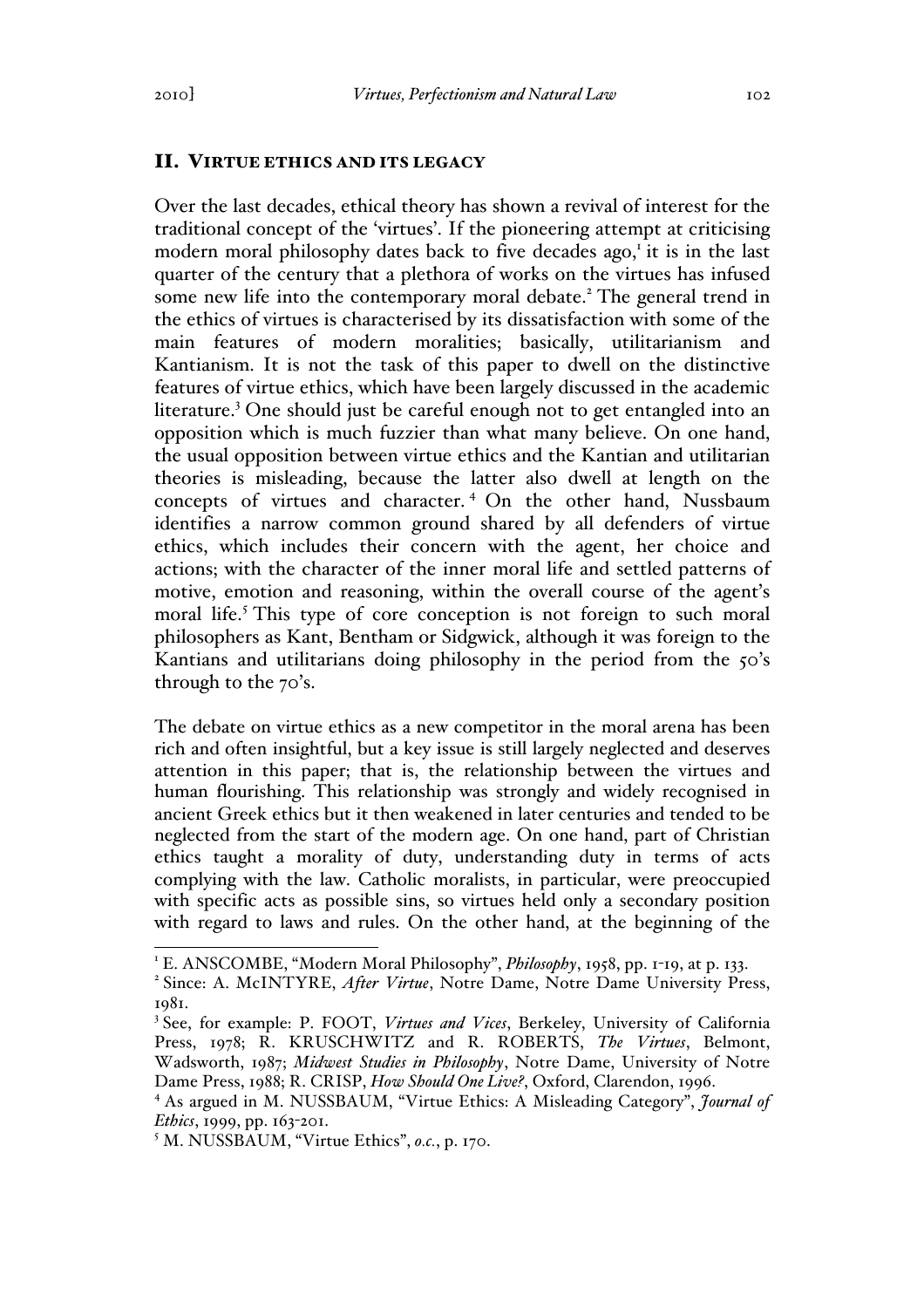## II. VIRTUE ETHICS AND ITS LEGACY

Over the last decades, ethical theory has shown a revival of interest for the traditional concept of the 'virtues'. If the pioneering attempt at criticising modern moral philosophy dates back to five decades ago,[1] it is in the last quarter of the century that a plethora of works on the virtues has infused some new life into the contemporary moral debate.[2] The general trend in the ethics of virtues is characterised by its dissatisfaction with some of the main features of modern moralities; basically, utilitarianism and Kantianism. It is not the task of this paper to dwell on the distinctive features of virtue ethics, which have been largely discussed in the academic literature.[3] One should just be careful enough not to get entangled into an opposition which is much fuzzier than what many believe. On one hand, the usual opposition between virtue ethics and the Kantian and utilitarian theories is misleading, because the latter also dwell at length on the concepts of virtues and character.[4] On the other hand, Nussbaum identifies a narrow common ground shared by all defenders of virtue ethics, which includes their concern with the agent, her choice and actions; with the character of the inner moral life and settled patterns of motive, emotion and reasoning, within the overall course of the agent's moral life.[5] This type of core conception is not foreign to such moral philosophers as Kant, Bentham or Sidgwick, although it was foreign to the Kantians and utilitarians doing philosophy in the period from the 50's through to the 70's.

The debate on virtue ethics as a new competitor in the moral arena has been rich and often insightful, but a key issue is still largely neglected and deserves attention in this paper; that is, the relationship between the virtues and human flourishing. This relationship was strongly and widely recognised in ancient Greek ethics but it then weakened in later centuries and tended to be neglected from the start of the modern age. On one hand, part of Christian ethics taught a morality of duty, understanding duty in terms of acts complying with the law. Catholic moralists, in particular, were preoccupied with specific acts as possible sins, so virtues held only a secondary position with regard to laws and rules. On the other hand, at the beginning of the

---

[1] E. ANSCOMBE, "Modern Moral Philosophy", *Philosophy*, 1958, pp. 1-19, at p. 133.

[2] Since: A. McINTYRE, *After Virtue*, Notre Dame, Notre Dame University Press, 1981.

[3] See, for example: P. FOOT, *Virtues and Vices*, Berkeley, University of California Press, 1978; R. KRUSCHWITZ and R. ROBERTS, *The Virtues*, Belmont, Wadsworth, 1987; *Midwest Studies in Philosophy*, Notre Dame, University of Notre Dame Press, 1988; R. CRISP, *How Should One Live?*, Oxford, Clarendon, 1996.

[4] As argued in M. NUSSBAUM, "Virtue Ethics: A Misleading Category", *Journal of Ethics*, 1999, pp. 163-201.

[5] M. NUSSBAUM, "Virtue Ethics", *o.c.*, p. 170.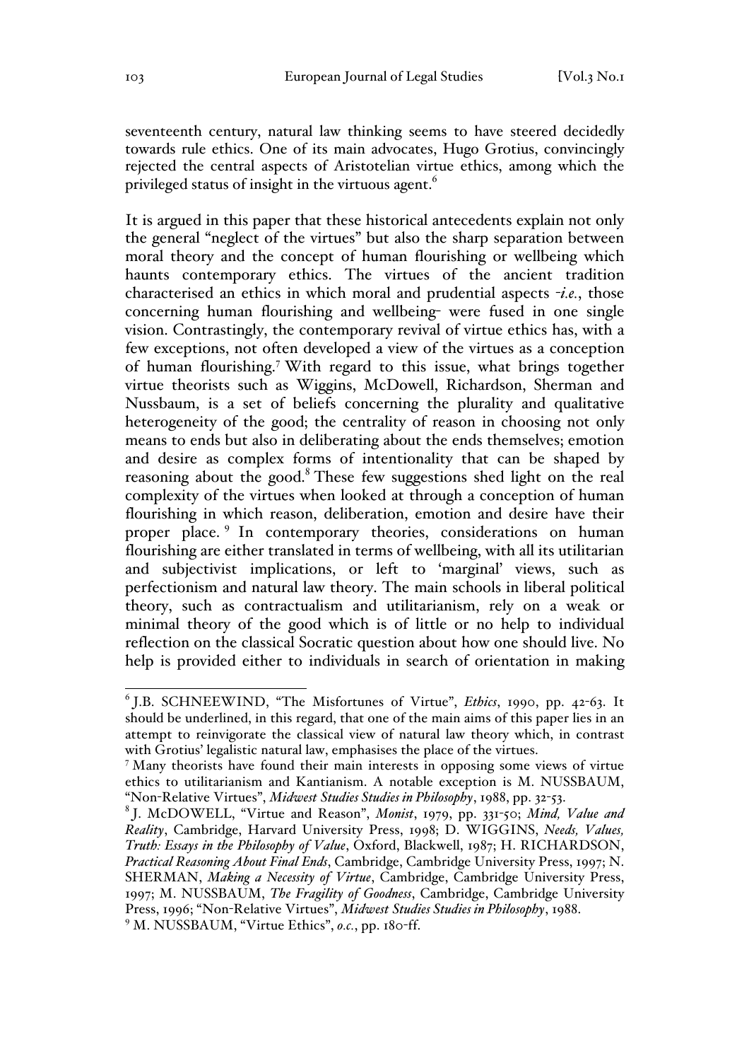seventeenth century, natural law thinking seems to have steered decidedly towards rule ethics. One of its main advocates, Hugo Grotius, convincingly rejected the central aspects of Aristotelian virtue ethics, among which the privileged status of insight in the virtuous agent.[6]

It is argued in this paper that these historical antecedents explain not only the general "neglect of the virtues" but also the sharp separation between moral theory and the concept of human flourishing or wellbeing which haunts contemporary ethics. The virtues of the ancient tradition characterised an ethics in which moral and prudential aspects -*i.e.*, those concerning human flourishing and wellbeing- were fused in one single vision. Contrastingly, the contemporary revival of virtue ethics has, with a few exceptions, not often developed a view of the virtues as a conception of human flourishing.[7] With regard to this issue, what brings together virtue theorists such as Wiggins, McDowell, Richardson, Sherman and Nussbaum, is a set of beliefs concerning the plurality and qualitative heterogeneity of the good; the centrality of reason in choosing not only means to ends but also in deliberating about the ends themselves; emotion and desire as complex forms of intentionality that can be shaped by reasoning about the good.[8] These few suggestions shed light on the real complexity of the virtues when looked at through a conception of human flourishing in which reason, deliberation, emotion and desire have their proper place.[9] In contemporary theories, considerations on human flourishing are either translated in terms of wellbeing, with all its utilitarian and subjectivist implications, or left to 'marginal' views, such as perfectionism and natural law theory. The main schools in liberal political theory, such as contractualism and utilitarianism, rely on a weak or minimal theory of the good which is of little or no help to individual reflection on the classical Socratic question about how one should live. No help is provided either to individuals in search of orientation in making

---

[6] J.B. SCHNEEWIND, "The Misfortunes of Virtue", *Ethics*, 1990, pp. 42-63. It should be underlined, in this regard, that one of the main aims of this paper lies in an attempt to reinvigorate the classical view of natural law theory which, in contrast with Grotius' legalistic natural law, emphasises the place of the virtues.

[7] Many theorists have found their main interests in opposing some views of virtue ethics to utilitarianism and Kantianism. A notable exception is M. NUSSBAUM, "Non-Relative Virtues", *Midwest Studies Studies in Philosophy*, 1988, pp. 32-53.

[8] J. McDOWELL, "Virtue and Reason", *Monist*, 1979, pp. 331-50; *Mind, Value and Reality*, Cambridge, Harvard University Press, 1998; D. WIGGINS, *Needs, Values, Truth: Essays in the Philosophy of Value*, Oxford, Blackwell, 1987; H. RICHARDSON, *Practical Reasoning About Final Ends*, Cambridge, Cambridge University Press, 1997; N. SHERMAN, *Making a Necessity of Virtue*, Cambridge, Cambridge University Press, 1997; M. NUSSBAUM, *The Fragility of Goodness*, Cambridge, Cambridge University Press, 1996; "Non-Relative Virtues", *Midwest Studies Studies in Philosophy*, 1988.

[9] M. NUSSBAUM, "Virtue Ethics", *o.c.*, pp. 180-ff.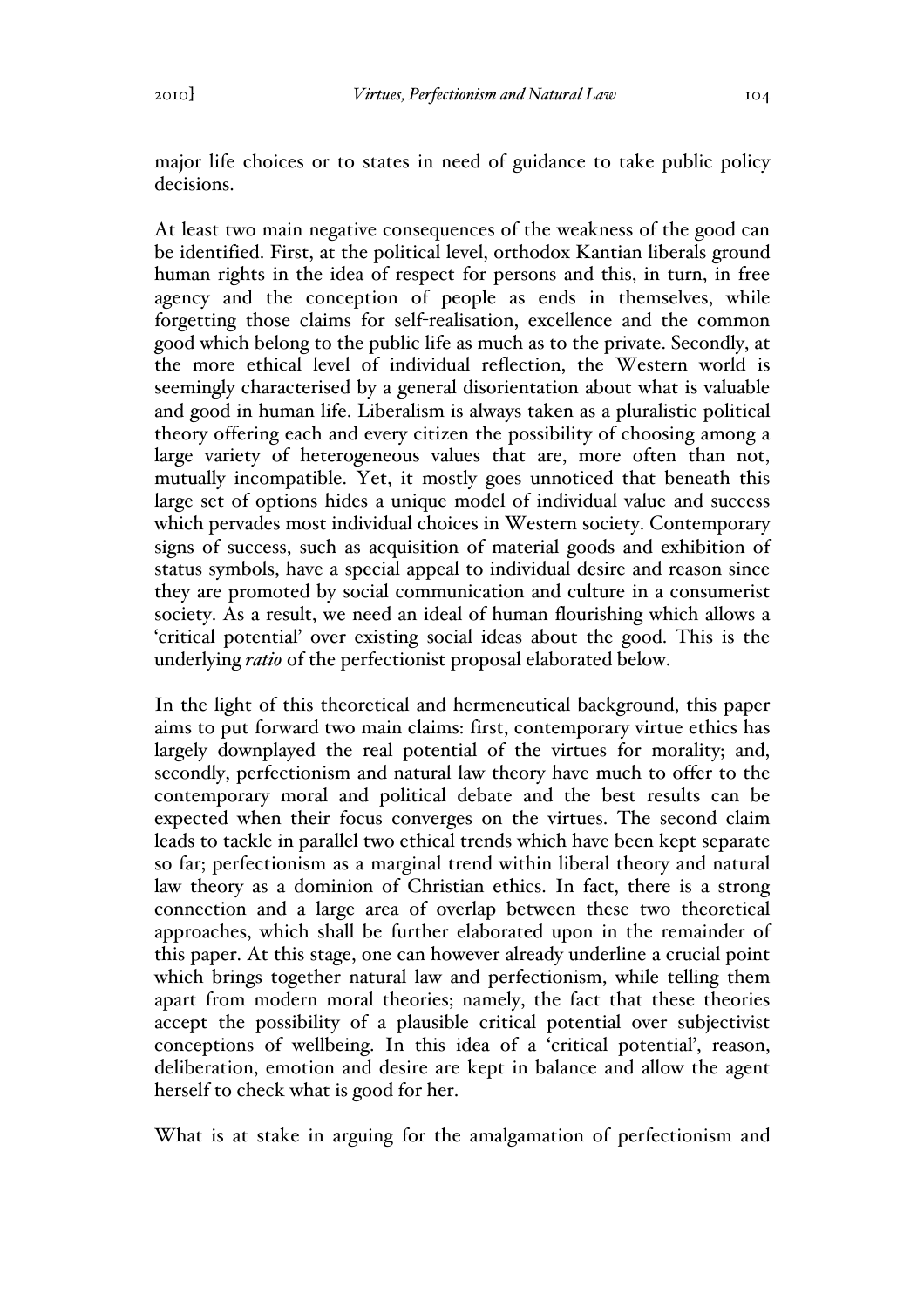major life choices or to states in need of guidance to take public policy decisions.

At least two main negative consequences of the weakness of the good can be identified. First, at the political level, orthodox Kantian liberals ground human rights in the idea of respect for persons and this, in turn, in free agency and the conception of people as ends in themselves, while forgetting those claims for self-realisation, excellence and the common good which belong to the public life as much as to the private. Secondly, at the more ethical level of individual reflection, the Western world is seemingly characterised by a general disorientation about what is valuable and good in human life. Liberalism is always taken as a pluralistic political theory offering each and every citizen the possibility of choosing among a large variety of heterogeneous values that are, more often than not, mutually incompatible. Yet, it mostly goes unnoticed that beneath this large set of options hides a unique model of individual value and success which pervades most individual choices in Western society. Contemporary signs of success, such as acquisition of material goods and exhibition of status symbols, have a special appeal to individual desire and reason since they are promoted by social communication and culture in a consumerist society. As a result, we need an ideal of human flourishing which allows a 'critical potential' over existing social ideas about the good. This is the underlying *ratio* of the perfectionist proposal elaborated below.

In the light of this theoretical and hermeneutical background, this paper aims to put forward two main claims: first, contemporary virtue ethics has largely downplayed the real potential of the virtues for morality; and, secondly, perfectionism and natural law theory have much to offer to the contemporary moral and political debate and the best results can be expected when their focus converges on the virtues. The second claim leads to tackle in parallel two ethical trends which have been kept separate so far; perfectionism as a marginal trend within liberal theory and natural law theory as a dominion of Christian ethics. In fact, there is a strong connection and a large area of overlap between these two theoretical approaches, which shall be further elaborated upon in the remainder of this paper. At this stage, one can however already underline a crucial point which brings together natural law and perfectionism, while telling them apart from modern moral theories; namely, the fact that these theories accept the possibility of a plausible critical potential over subjectivist conceptions of wellbeing. In this idea of a 'critical potential', reason, deliberation, emotion and desire are kept in balance and allow the agent herself to check what is good for her.

What is at stake in arguing for the amalgamation of perfectionism and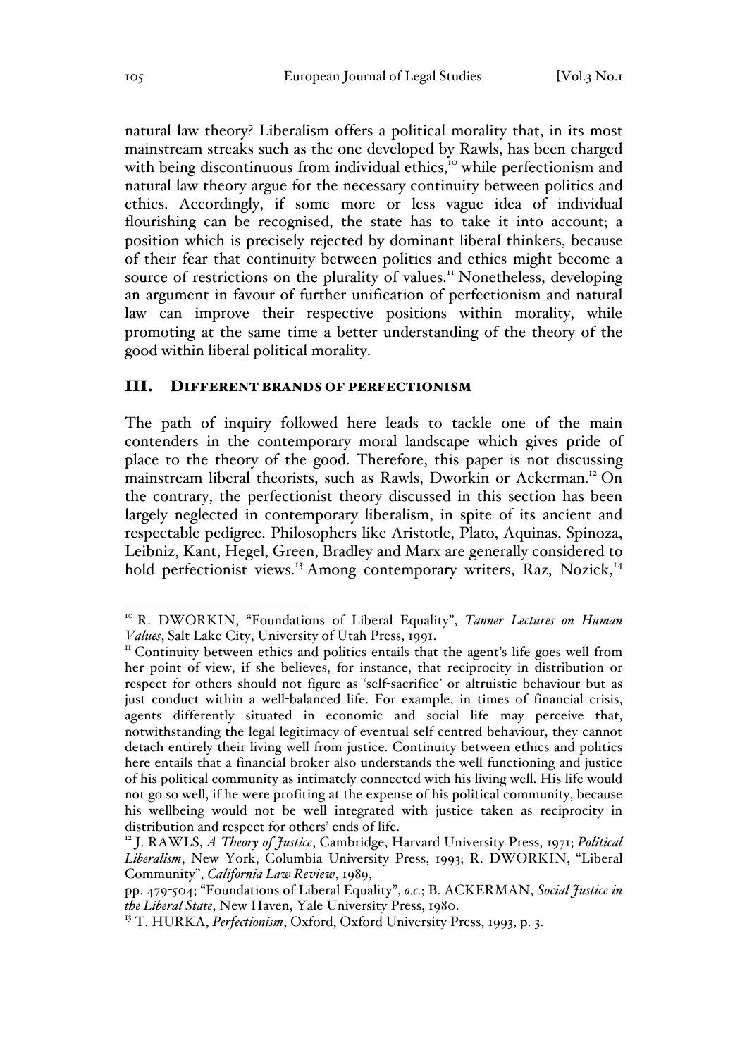natural law theory? Liberalism offers a political morality that, in its most mainstream streaks such as the one developed by Rawls, has been charged with being discontinuous from individual ethics,[10] while perfectionism and natural law theory argue for the necessary continuity between politics and ethics. Accordingly, if some more or less vague idea of individual flourishing can be recognised, the state has to take it into account; a position which is precisely rejected by dominant liberal thinkers, because of their fear that continuity between politics and ethics might become a source of restrictions on the plurality of values.[11] Nonetheless, developing an argument in favour of further unification of perfectionism and natural law can improve their respective positions within morality, while promoting at the same time a better understanding of the theory of the good within liberal political morality.

## III. DIFFERENT BRANDS OF PERFECTIONISM

The path of inquiry followed here leads to tackle one of the main contenders in the contemporary moral landscape which gives pride of place to the theory of the good. Therefore, this paper is not discussing mainstream liberal theorists, such as Rawls, Dworkin or Ackerman.[12] On the contrary, the perfectionist theory discussed in this section has been largely neglected in contemporary liberalism, in spite of its ancient and respectable pedigree. Philosophers like Aristotle, Plato, Aquinas, Spinoza, Leibniz, Kant, Hegel, Green, Bradley and Marx are generally considered to hold perfectionist views.[13] Among contemporary writers, Raz, Nozick,[14]

---

[10] R. DWORKIN, "Foundations of Liberal Equality", *Tanner Lectures on Human Values*, Salt Lake City, University of Utah Press, 1991.

[11] Continuity between ethics and politics entails that the agent's life goes well from her point of view, if she believes, for instance, that reciprocity in distribution or respect for others should not figure as 'self-sacrifice' or altruistic behaviour but as just conduct within a well-balanced life. For example, in times of financial crisis, agents differently situated in economic and social life may perceive that, notwithstanding the legal legitimacy of eventual self-centred behaviour, they cannot detach entirely their living well from justice. Continuity between ethics and politics here entails that a financial broker also understands the well-functioning and justice of his political community as intimately connected with his living well. His life would not go so well, if he were profiting at the expense of his political community, because his wellbeing would not be well integrated with justice taken as reciprocity in distribution and respect for others' ends of life.

[12] J. RAWLS, *A Theory of Justice*, Cambridge, Harvard University Press, 1971; *Political Liberalism*, New York, Columbia University Press, 1993; R. DWORKIN, "Liberal Community", *California Law Review*, 1989, pp. 479-504; "Foundations of Liberal Equality", *o.c.*; B. ACKERMAN, *Social Justice in the Liberal State*, New Haven, Yale University Press, 1980.

[13] T. HURKA, *Perfectionism*, Oxford, Oxford University Press, 1993, p. 3.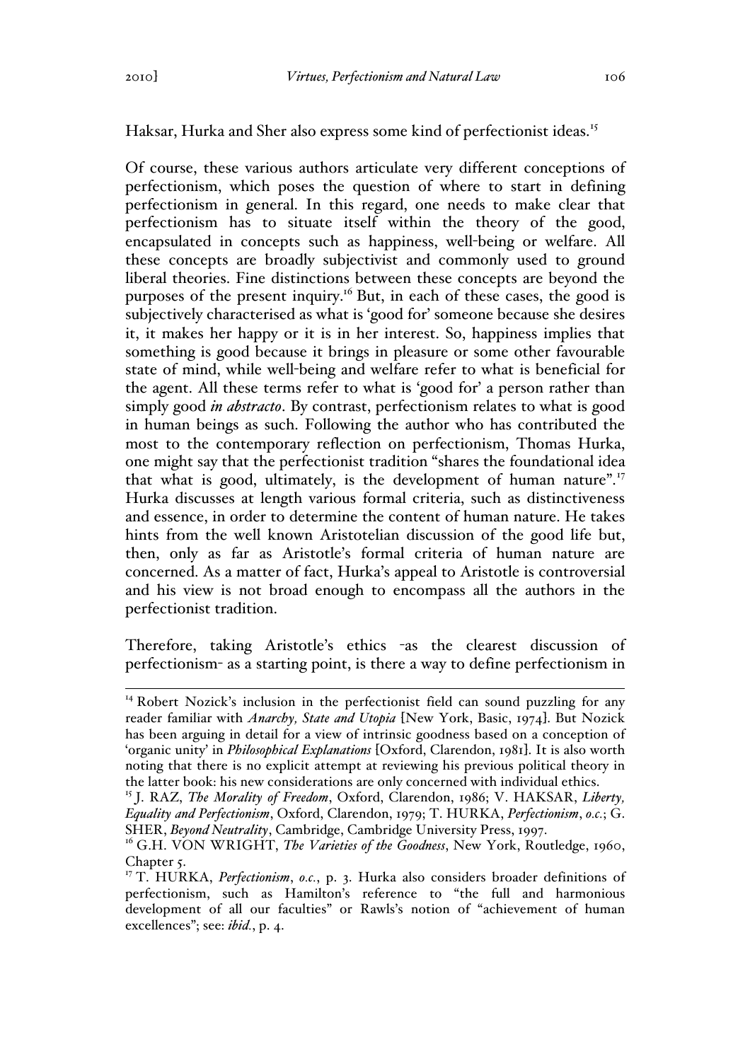Haksar, Hurka and Sher also express some kind of perfectionist ideas.[15]

Of course, these various authors articulate very different conceptions of perfectionism, which poses the question of where to start in defining perfectionism in general. In this regard, one needs to make clear that perfectionism has to situate itself within the theory of the good, encapsulated in concepts such as happiness, well-being or welfare. All these concepts are broadly subjectivist and commonly used to ground liberal theories. Fine distinctions between these concepts are beyond the purposes of the present inquiry.[16] But, in each of these cases, the good is subjectively characterised as what is 'good for' someone because she desires it, it makes her happy or it is in her interest. So, happiness implies that something is good because it brings in pleasure or some other favourable state of mind, while well-being and welfare refer to what is beneficial for the agent. All these terms refer to what is 'good for' a person rather than simply good *in abstracto*. By contrast, perfectionism relates to what is good in human beings as such. Following the author who has contributed the most to the contemporary reflection on perfectionism, Thomas Hurka, one might say that the perfectionist tradition "shares the foundational idea that what is good, ultimately, is the development of human nature".[17] Hurka discusses at length various formal criteria, such as distinctiveness and essence, in order to determine the content of human nature. He takes hints from the well known Aristotelian discussion of the good life but, then, only as far as Aristotle's formal criteria of human nature are concerned. As a matter of fact, Hurka's appeal to Aristotle is controversial and his view is not broad enough to encompass all the authors in the perfectionist tradition.

Therefore, taking Aristotle's ethics -as the clearest discussion of perfectionism- as a starting point, is there a way to define perfectionism in

---

[14] Robert Nozick's inclusion in the perfectionist field can sound puzzling for any reader familiar with *Anarchy, State and Utopia* [New York, Basic, 1974]. But Nozick has been arguing in detail for a view of intrinsic goodness based on a conception of 'organic unity' in *Philosophical Explanations* [Oxford, Clarendon, 1981]. It is also worth noting that there is no explicit attempt at reviewing his previous political theory in the latter book: his new considerations are only concerned with individual ethics.

[15] J. RAZ, *The Morality of Freedom*, Oxford, Clarendon, 1986; V. HAKSAR, *Liberty, Equality and Perfectionism*, Oxford, Clarendon, 1979; T. HURKA, *Perfectionism*, *o.c.*; G. SHER, *Beyond Neutrality*, Cambridge, Cambridge University Press, 1997.

[16] G.H. VON WRIGHT, *The Varieties of the Goodness*, New York, Routledge, 1960, Chapter 5.

[17] T. HURKA, *Perfectionism*, *o.c.*, p. 3. Hurka also considers broader definitions of perfectionism, such as Hamilton's reference to "the full and harmonious development of all our faculties" or Rawls's notion of "achievement of human excellences"; see: *ibid.*, p. 4.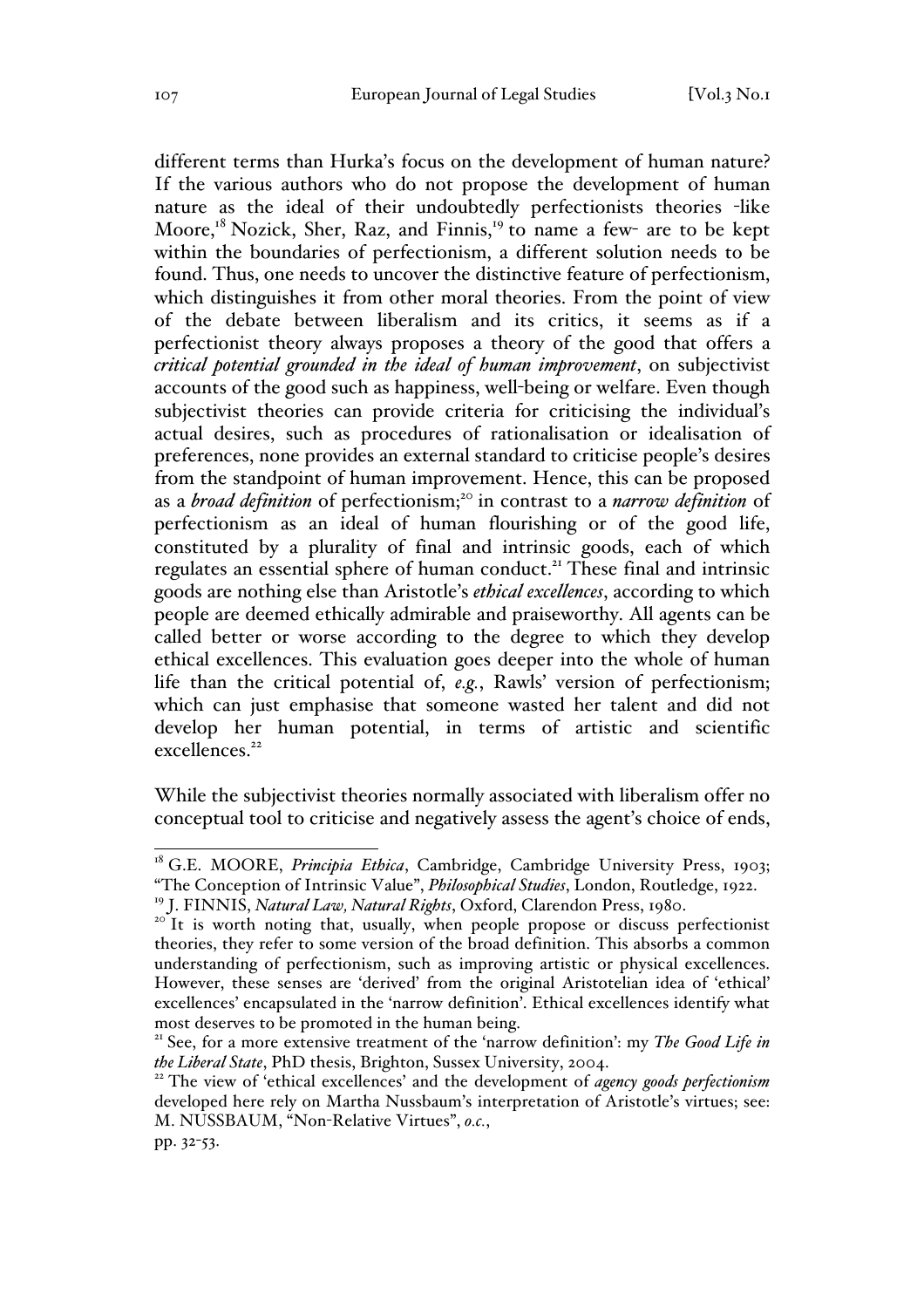different terms than Hurka's focus on the development of human nature? If the various authors who do not propose the development of human nature as the ideal of their undoubtedly perfectionists theories -like Moore,[18] Nozick, Sher, Raz, and Finnis,[19] to name a few- are to be kept within the boundaries of perfectionism, a different solution needs to be found. Thus, one needs to uncover the distinctive feature of perfectionism, which distinguishes it from other moral theories. From the point of view of the debate between liberalism and its critics, it seems as if a perfectionist theory always proposes a theory of the good that offers a *critical potential grounded in the ideal of human improvement*, on subjectivist accounts of the good such as happiness, well-being or welfare. Even though subjectivist theories can provide criteria for criticising the individual's actual desires, such as procedures of rationalisation or idealisation of preferences, none provides an external standard to criticise people's desires from the standpoint of human improvement. Hence, this can be proposed as a *broad definition* of perfectionism;[20] in contrast to a *narrow definition* of perfectionism as an ideal of human flourishing or of the good life, constituted by a plurality of final and intrinsic goods, each of which regulates an essential sphere of human conduct.[21] These final and intrinsic goods are nothing else than Aristotle's *ethical excellences*, according to which people are deemed ethically admirable and praiseworthy. All agents can be called better or worse according to the degree to which they develop ethical excellences. This evaluation goes deeper into the whole of human life than the critical potential of, *e.g.*, Rawls' version of perfectionism; which can just emphasise that someone wasted her talent and did not develop her human potential, in terms of artistic and scientific excellences.[22]

While the subjectivist theories normally associated with liberalism offer no conceptual tool to criticise and negatively assess the agent's choice of ends,

---

[18] G.E. MOORE, *Principia Ethica*, Cambridge, Cambridge University Press, 1903; "The Conception of Intrinsic Value", *Philosophical Studies*, London, Routledge, 1922.

[19] J. FINNIS, *Natural Law, Natural Rights*, Oxford, Clarendon Press, 1980.

[20] It is worth noting that, usually, when people propose or discuss perfectionist theories, they refer to some version of the broad definition. This absorbs a common understanding of perfectionism, such as improving artistic or physical excellences. However, these senses are 'derived' from the original Aristotelian idea of 'ethical' excellences' encapsulated in the 'narrow definition'. Ethical excellences identify what most deserves to be promoted in the human being.

[21] See, for a more extensive treatment of the 'narrow definition': my *The Good Life in the Liberal State*, PhD thesis, Brighton, Sussex University, 2004.

[22] The view of 'ethical excellences' and the development of *agency goods perfectionism* developed here rely on Martha Nussbaum's interpretation of Aristotle's virtues; see: M. NUSSBAUM, "Non-Relative Virtues", *o.c.*, pp. 32-53.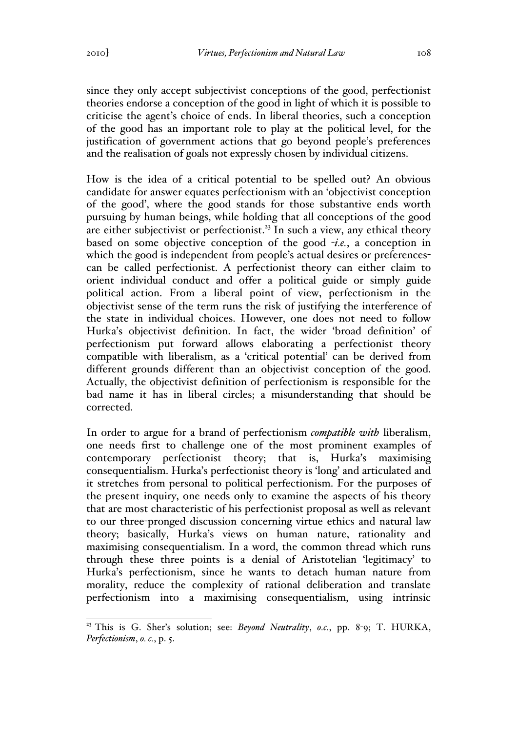since they only accept subjectivist conceptions of the good, perfectionist theories endorse a conception of the good in light of which it is possible to criticise the agent's choice of ends. In liberal theories, such a conception of the good has an important role to play at the political level, for the justification of government actions that go beyond people's preferences and the realisation of goals not expressly chosen by individual citizens.

How is the idea of a critical potential to be spelled out? An obvious candidate for answer equates perfectionism with an 'objectivist conception of the good', where the good stands for those substantive ends worth pursuing by human beings, while holding that all conceptions of the good are either subjectivist or perfectionist.[23] In such a view, any ethical theory based on some objective conception of the good -*i.e.*, a conception in which the good is independent from people's actual desires or preferences- can be called perfectionist. A perfectionist theory can either claim to orient individual conduct and offer a political guide or simply guide political action. From a liberal point of view, perfectionism in the objectivist sense of the term runs the risk of justifying the interference of the state in individual choices. However, one does not need to follow Hurka's objectivist definition. In fact, the wider 'broad definition' of perfectionism put forward allows elaborating a perfectionist theory compatible with liberalism, as a 'critical potential' can be derived from different grounds different than an objectivist conception of the good. Actually, the objectivist definition of perfectionism is responsible for the bad name it has in liberal circles; a misunderstanding that should be corrected.

In order to argue for a brand of perfectionism *compatible with* liberalism, one needs first to challenge one of the most prominent examples of contemporary perfectionist theory; that is, Hurka's maximising consequentialism. Hurka's perfectionist theory is 'long' and articulated and it stretches from personal to political perfectionism. For the purposes of the present inquiry, one needs only to examine the aspects of his theory that are most characteristic of his perfectionist proposal as well as relevant to our three-pronged discussion concerning virtue ethics and natural law theory; basically, Hurka's views on human nature, rationality and maximising consequentialism. In a word, the common thread which runs through these three points is a denial of Aristotelian 'legitimacy' to Hurka's perfectionism, since he wants to detach human nature from morality, reduce the complexity of rational deliberation and translate perfectionism into a maximising consequentialism, using intrinsic

---

[23] This is G. Sher's solution; see: *Beyond Neutrality*, *o.c.*, pp. 8-9; T. HURKA, *Perfectionism*, *o. c.*, p. 5.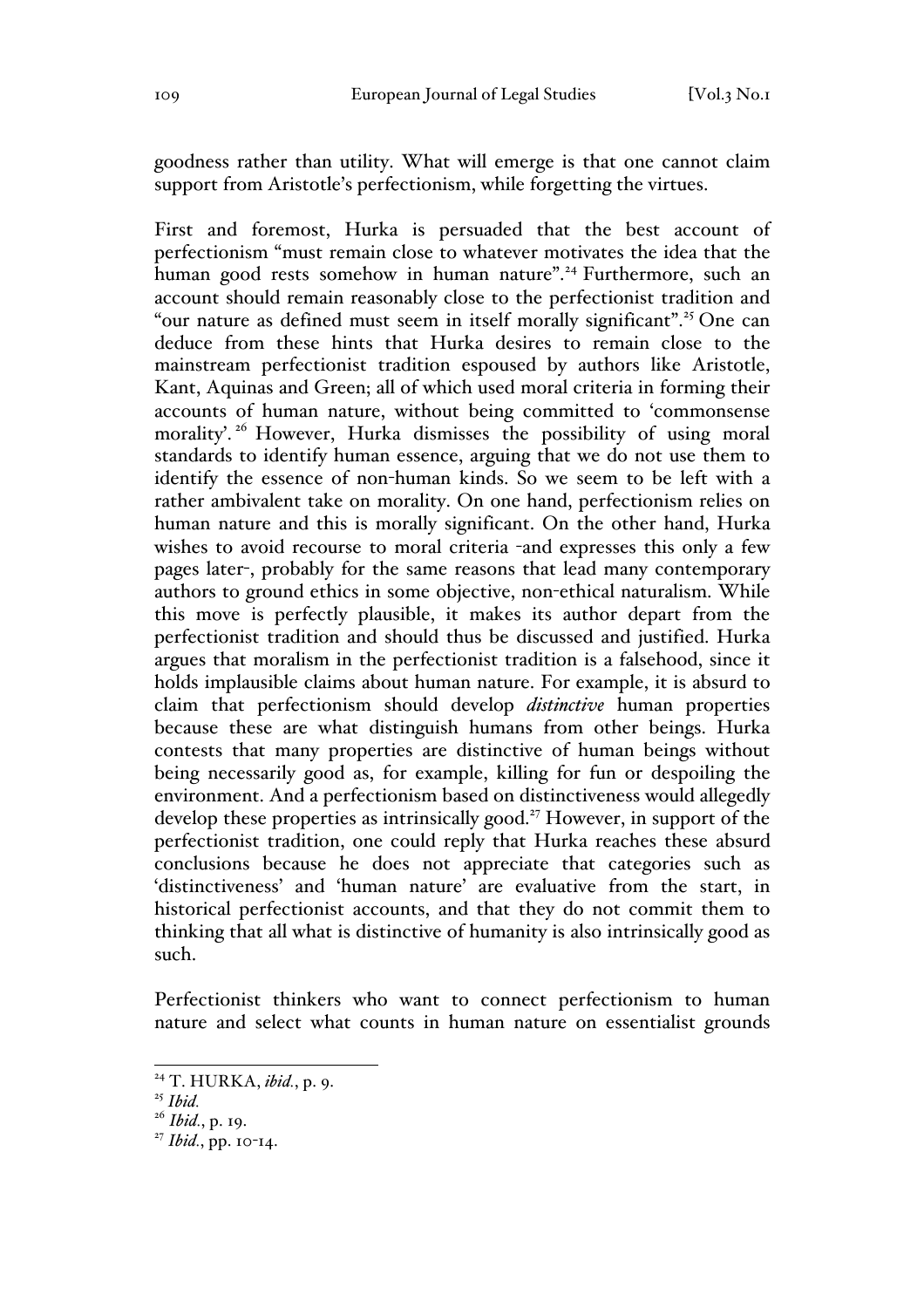goodness rather than utility. What will emerge is that one cannot claim support from Aristotle's perfectionism, while forgetting the virtues.

First and foremost, Hurka is persuaded that the best account of perfectionism "must remain close to whatever motivates the idea that the human good rests somehow in human nature".[24] Furthermore, such an account should remain reasonably close to the perfectionist tradition and "our nature as defined must seem in itself morally significant".[25] One can deduce from these hints that Hurka desires to remain close to the mainstream perfectionist tradition espoused by authors like Aristotle, Kant, Aquinas and Green; all of which used moral criteria in forming their accounts of human nature, without being committed to 'commonsense morality'.[26] However, Hurka dismisses the possibility of using moral standards to identify human essence, arguing that we do not use them to identify the essence of non-human kinds. So we seem to be left with a rather ambivalent take on morality. On one hand, perfectionism relies on human nature and this is morally significant. On the other hand, Hurka wishes to avoid recourse to moral criteria -and expresses this only a few pages later-, probably for the same reasons that lead many contemporary authors to ground ethics in some objective, non-ethical naturalism. While this move is perfectly plausible, it makes its author depart from the perfectionist tradition and should thus be discussed and justified. Hurka argues that moralism in the perfectionist tradition is a falsehood, since it holds implausible claims about human nature. For example, it is absurd to claim that perfectionism should develop *distinctive* human properties because these are what distinguish humans from other beings. Hurka contests that many properties are distinctive of human beings without being necessarily good as, for example, killing for fun or despoiling the environment. And a perfectionism based on distinctiveness would allegedly develop these properties as intrinsically good.[27] However, in support of the perfectionist tradition, one could reply that Hurka reaches these absurd conclusions because he does not appreciate that categories such as 'distinctiveness' and 'human nature' are evaluative from the start, in historical perfectionist accounts, and that they do not commit them to thinking that all what is distinctive of humanity is also intrinsically good as such.

Perfectionist thinkers who want to connect perfectionism to human nature and select what counts in human nature on essentialist grounds

---

[24] T. HURKA, *ibid.*, p. 9.

[25] *Ibid.*

[26] *Ibid.*, p. 19.

[27] *Ibid.*, pp. 10-14.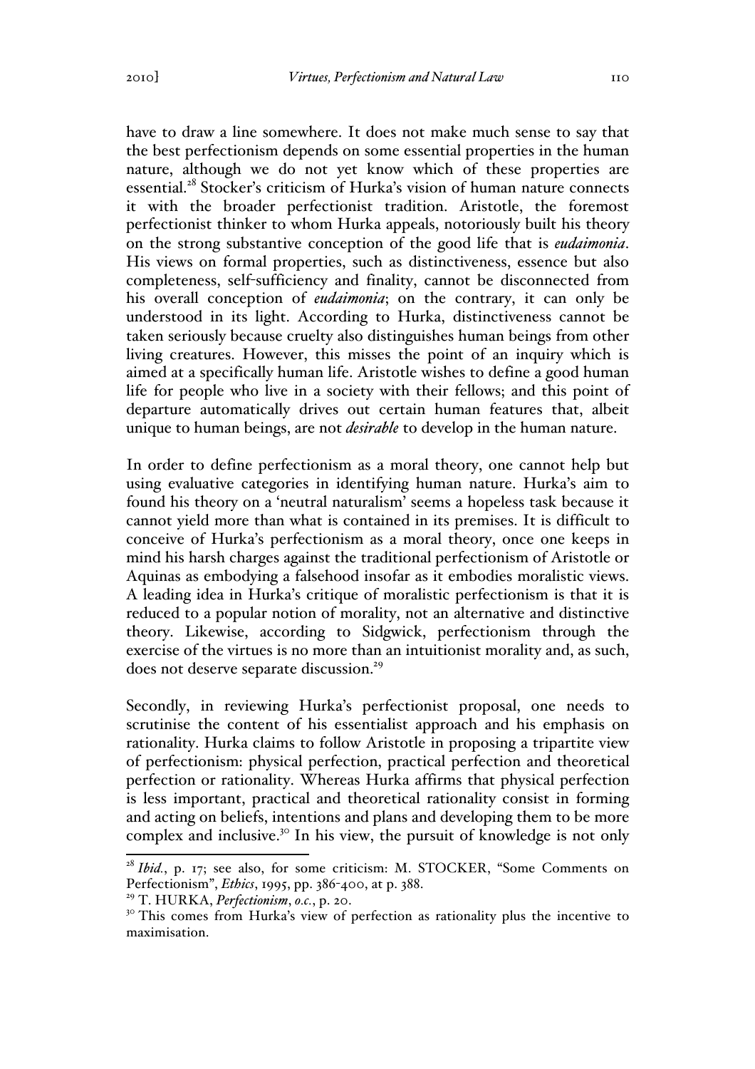have to draw a line somewhere. It does not make much sense to say that the best perfectionism depends on some essential properties in the human nature, although we do not yet know which of these properties are essential.[28] Stocker's criticism of Hurka's vision of human nature connects it with the broader perfectionist tradition. Aristotle, the foremost perfectionist thinker to whom Hurka appeals, notoriously built his theory on the strong substantive conception of the good life that is *eudaimonia*. His views on formal properties, such as distinctiveness, essence but also completeness, self-sufficiency and finality, cannot be disconnected from his overall conception of *eudaimonia*; on the contrary, it can only be understood in its light. According to Hurka, distinctiveness cannot be taken seriously because cruelty also distinguishes human beings from other living creatures. However, this misses the point of an inquiry which is aimed at a specifically human life. Aristotle wishes to define a good human life for people who live in a society with their fellows; and this point of departure automatically drives out certain human features that, albeit unique to human beings, are not *desirable* to develop in the human nature.

In order to define perfectionism as a moral theory, one cannot help but using evaluative categories in identifying human nature. Hurka's aim to found his theory on a 'neutral naturalism' seems a hopeless task because it cannot yield more than what is contained in its premises. It is difficult to conceive of Hurka's perfectionism as a moral theory, once one keeps in mind his harsh charges against the traditional perfectionism of Aristotle or Aquinas as embodying a falsehood insofar as it embodies moralistic views. A leading idea in Hurka's critique of moralistic perfectionism is that it is reduced to a popular notion of morality, not an alternative and distinctive theory. Likewise, according to Sidgwick, perfectionism through the exercise of the virtues is no more than an intuitionist morality and, as such, does not deserve separate discussion.[29]

Secondly, in reviewing Hurka's perfectionist proposal, one needs to scrutinise the content of his essentialist approach and his emphasis on rationality. Hurka claims to follow Aristotle in proposing a tripartite view of perfectionism: physical perfection, practical perfection and theoretical perfection or rationality. Whereas Hurka affirms that physical perfection is less important, practical and theoretical rationality consist in forming and acting on beliefs, intentions and plans and developing them to be more complex and inclusive.[30] In his view, the pursuit of knowledge is not only

---

[28] *Ibid.*, p. 17; see also, for some criticism: M. STOCKER, "Some Comments on Perfectionism", *Ethics*, 1995, pp. 386-400, at p. 388.

[29] T. HURKA, *Perfectionism*, *o.c.*, p. 20.

[30] This comes from Hurka's view of perfection as rationality plus the incentive to maximisation.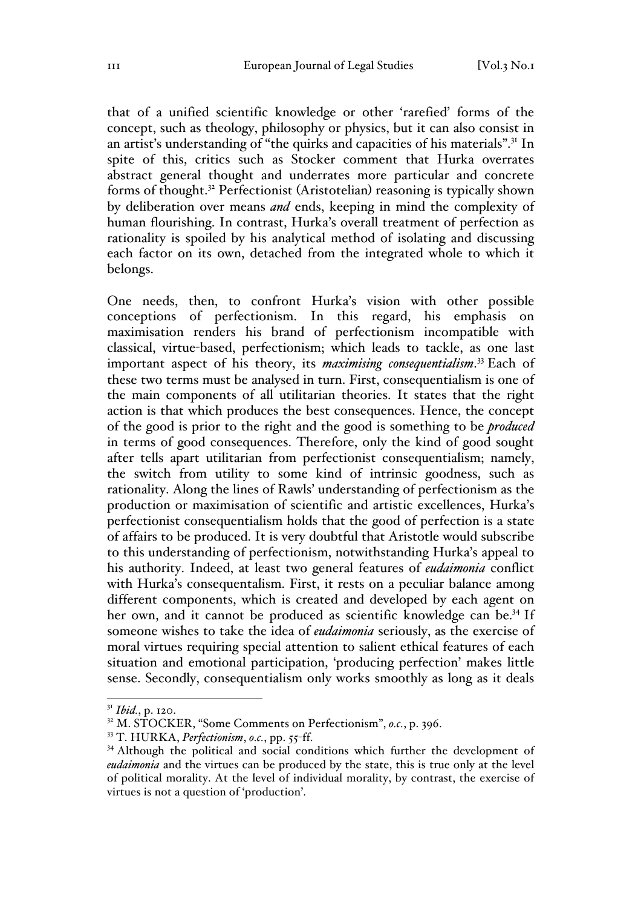that of a unified scientific knowledge or other 'rarefied' forms of the concept, such as theology, philosophy or physics, but it can also consist in an artist's understanding of "the quirks and capacities of his materials".[31] In spite of this, critics such as Stocker comment that Hurka overrates abstract general thought and underrates more particular and concrete forms of thought.[32] Perfectionist (Aristotelian) reasoning is typically shown by deliberation over means *and* ends, keeping in mind the complexity of human flourishing. In contrast, Hurka's overall treatment of perfection as rationality is spoiled by his analytical method of isolating and discussing each factor on its own, detached from the integrated whole to which it belongs.

One needs, then, to confront Hurka's vision with other possible conceptions of perfectionism. In this regard, his emphasis on maximisation renders his brand of perfectionism incompatible with classical, virtue-based, perfectionism; which leads to tackle, as one last important aspect of his theory, its *maximising consequentialism*.[33] Each of these two terms must be analysed in turn. First, consequentialism is one of the main components of all utilitarian theories. It states that the right action is that which produces the best consequences. Hence, the concept of the good is prior to the right and the good is something to be *produced* in terms of good consequences. Therefore, only the kind of good sought after tells apart utilitarian from perfectionist consequentialism; namely, the switch from utility to some kind of intrinsic goodness, such as rationality. Along the lines of Rawls' understanding of perfectionism as the production or maximisation of scientific and artistic excellences, Hurka's perfectionist consequentialism holds that the good of perfection is a state of affairs to be produced. It is very doubtful that Aristotle would subscribe to this understanding of perfectionism, notwithstanding Hurka's appeal to his authority. Indeed, at least two general features of *eudaimonia* conflict with Hurka's consequentalism. First, it rests on a peculiar balance among different components, which is created and developed by each agent on her own, and it cannot be produced as scientific knowledge can be.[34] If someone wishes to take the idea of *eudaimonia* seriously, as the exercise of moral virtues requiring special attention to salient ethical features of each situation and emotional participation, 'producing perfection' makes little sense. Secondly, consequentialism only works smoothly as long as it deals

---

[31] *Ibid.*, p. 120.

[32] M. STOCKER, "Some Comments on Perfectionism", *o.c.*, p. 396.

[33] T. HURKA, *Perfectionism*, *o.c.*, pp. 55-ff.

[34] Although the political and social conditions which further the development of *eudaimonia* and the virtues can be produced by the state, this is true only at the level of political morality. At the level of individual morality, by contrast, the exercise of virtues is not a question of 'production'.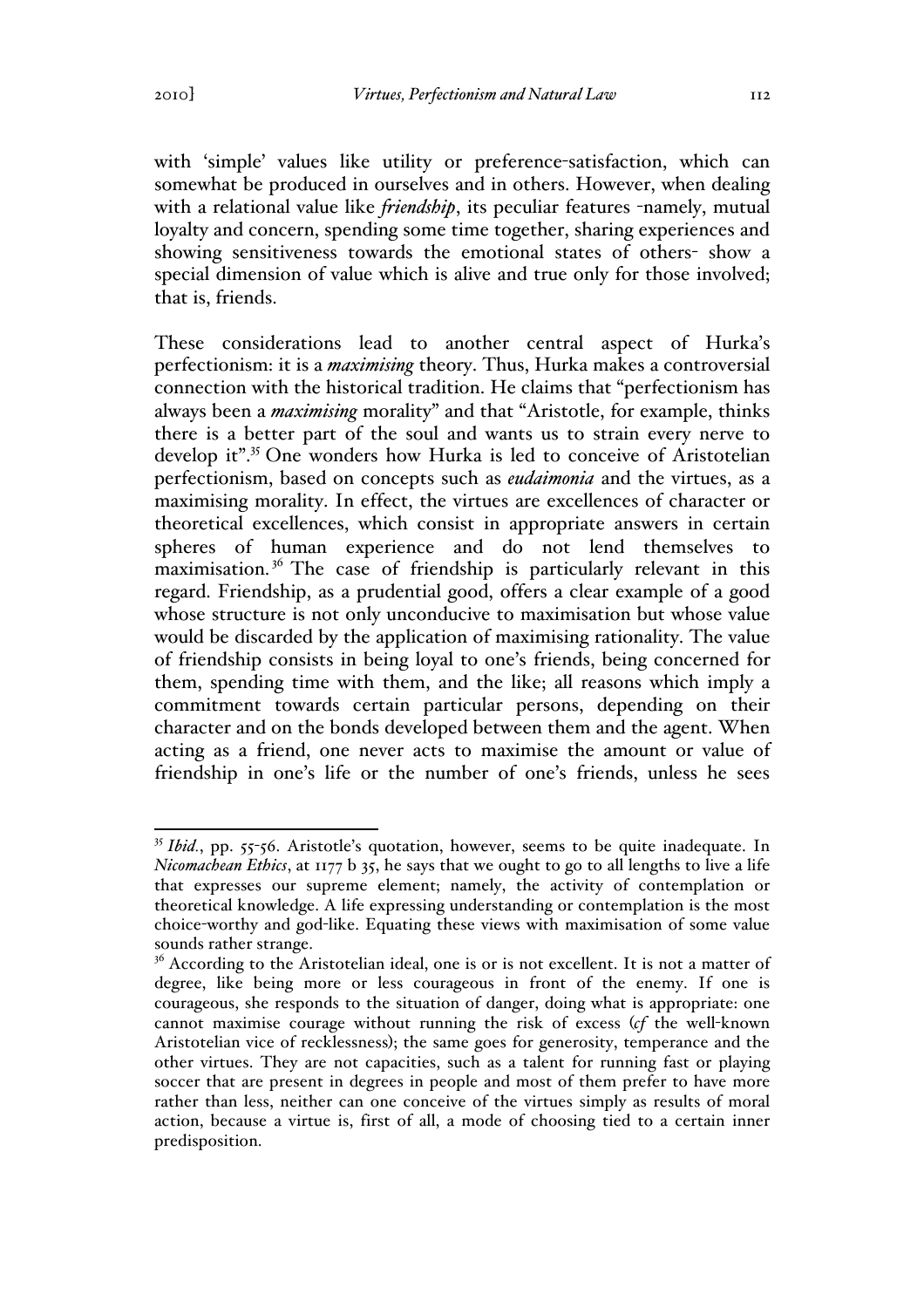with 'simple' values like utility or preference-satisfaction, which can somewhat be produced in ourselves and in others. However, when dealing with a relational value like *friendship*, its peculiar features -namely, mutual loyalty and concern, spending some time together, sharing experiences and showing sensitiveness towards the emotional states of others- show a special dimension of value which is alive and true only for those involved; that is, friends.

These considerations lead to another central aspect of Hurka's perfectionism: it is a *maximising* theory. Thus, Hurka makes a controversial connection with the historical tradition. He claims that "perfectionism has always been a *maximising* morality" and that "Aristotle, for example, thinks there is a better part of the soul and wants us to strain every nerve to develop it".[35] One wonders how Hurka is led to conceive of Aristotelian perfectionism, based on concepts such as *eudaimonia* and the virtues, as a maximising morality. In effect, the virtues are excellences of character or theoretical excellences, which consist in appropriate answers in certain spheres of human experience and do not lend themselves to maximisation.[36] The case of friendship is particularly relevant in this regard. Friendship, as a prudential good, offers a clear example of a good whose structure is not only unconducive to maximisation but whose value would be discarded by the application of maximising rationality. The value of friendship consists in being loyal to one's friends, being concerned for them, spending time with them, and the like; all reasons which imply a commitment towards certain particular persons, depending on their character and on the bonds developed between them and the agent. When acting as a friend, one never acts to maximise the amount or value of friendship in one's life or the number of one's friends, unless he sees

[35] *Ibid.*, pp. 55-56. Aristotle's quotation, however, seems to be quite inadequate. In *Nicomachean Ethics*, at 1177 b 35, he says that we ought to go to all lengths to live a life that expresses our supreme element; namely, the activity of contemplation or theoretical knowledge. A life expressing understanding or contemplation is the most choice-worthy and god-like. Equating these views with maximisation of some value sounds rather strange.

[36] According to the Aristotelian ideal, one is or is not excellent. It is not a matter of degree, like being more or less courageous in front of the enemy. If one is courageous, she responds to the situation of danger, doing what is appropriate: one cannot maximise courage without running the risk of excess (*cf* the well-known Aristotelian vice of recklessness); the same goes for generosity, temperance and the other virtues. They are not capacities, such as a talent for running fast or playing soccer that are present in degrees in people and most of them prefer to have more rather than less, neither can one conceive of the virtues simply as results of moral action, because a virtue is, first of all, a mode of choosing tied to a certain inner predisposition.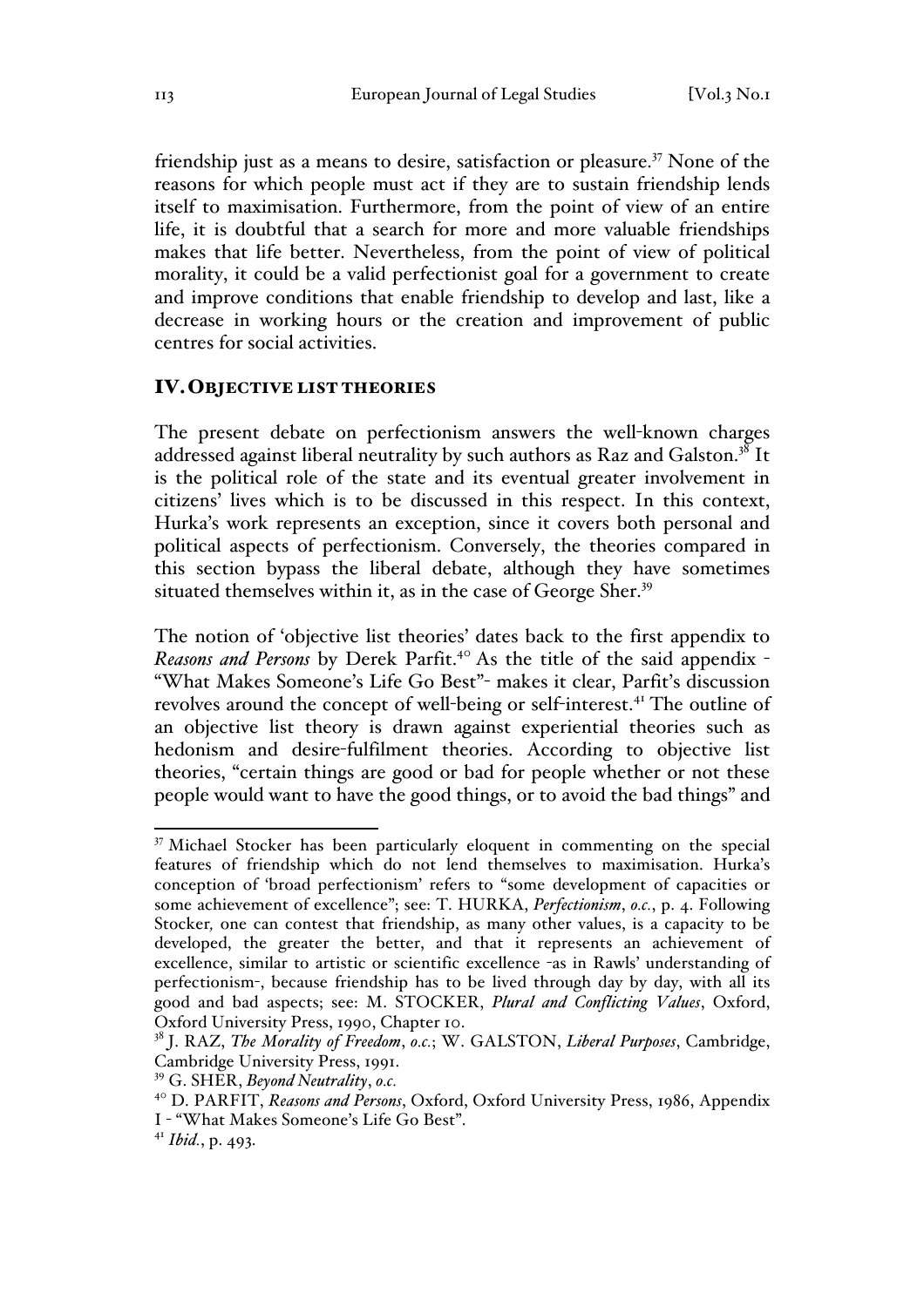friendship just as a means to desire, satisfaction or pleasure.[37] None of the reasons for which people must act if they are to sustain friendship lends itself to maximisation. Furthermore, from the point of view of an entire life, it is doubtful that a search for more and more valuable friendships makes that life better. Nevertheless, from the point of view of political morality, it could be a valid perfectionist goal for a government to create and improve conditions that enable friendship to develop and last, like a decrease in working hours or the creation and improvement of public centres for social activities.

## IV. OBJECTIVE LIST THEORIES

The present debate on perfectionism answers the well-known charges addressed against liberal neutrality by such authors as Raz and Galston.[38] It is the political role of the state and its eventual greater involvement in citizens' lives which is to be discussed in this respect. In this context, Hurka's work represents an exception, since it covers both personal and political aspects of perfectionism. Conversely, the theories compared in this section bypass the liberal debate, although they have sometimes situated themselves within it, as in the case of George Sher.[39]

The notion of 'objective list theories' dates back to the first appendix to *Reasons and Persons* by Derek Parfit.[40] As the title of the said appendix - "What Makes Someone's Life Go Best"- makes it clear, Parfit's discussion revolves around the concept of well-being or self-interest.[41] The outline of an objective list theory is drawn against experiential theories such as hedonism and desire-fulfilment theories. According to objective list theories, "certain things are good or bad for people whether or not these people would want to have the good things, or to avoid the bad things" and

---

[37] Michael Stocker has been particularly eloquent in commenting on the special features of friendship which do not lend themselves to maximisation. Hurka's conception of 'broad perfectionism' refers to "some development of capacities or some achievement of excellence"; see: T. HURKA, *Perfectionism*, *o.c.*, p. 4. Following Stocker*,* one can contest that friendship, as many other values, is a capacity to be developed, the greater the better, and that it represents an achievement of excellence, similar to artistic or scientific excellence -as in Rawls' understanding of perfectionism-, because friendship has to be lived through day by day, with all its good and bad aspects; see: M. STOCKER, *Plural and Conflicting Values*, Oxford, Oxford University Press, 1990, Chapter 10.

[38] J. RAZ, *The Morality of Freedom*, *o.c.*; W. GALSTON, *Liberal Purposes*, Cambridge, Cambridge University Press, 1991.

[39] G. SHER, *Beyond Neutrality*, *o.c.*

[40] D. PARFIT, *Reasons and Persons*, Oxford, Oxford University Press, 1986, Appendix I - "What Makes Someone's Life Go Best".

[41] *Ibid.*, p. 493.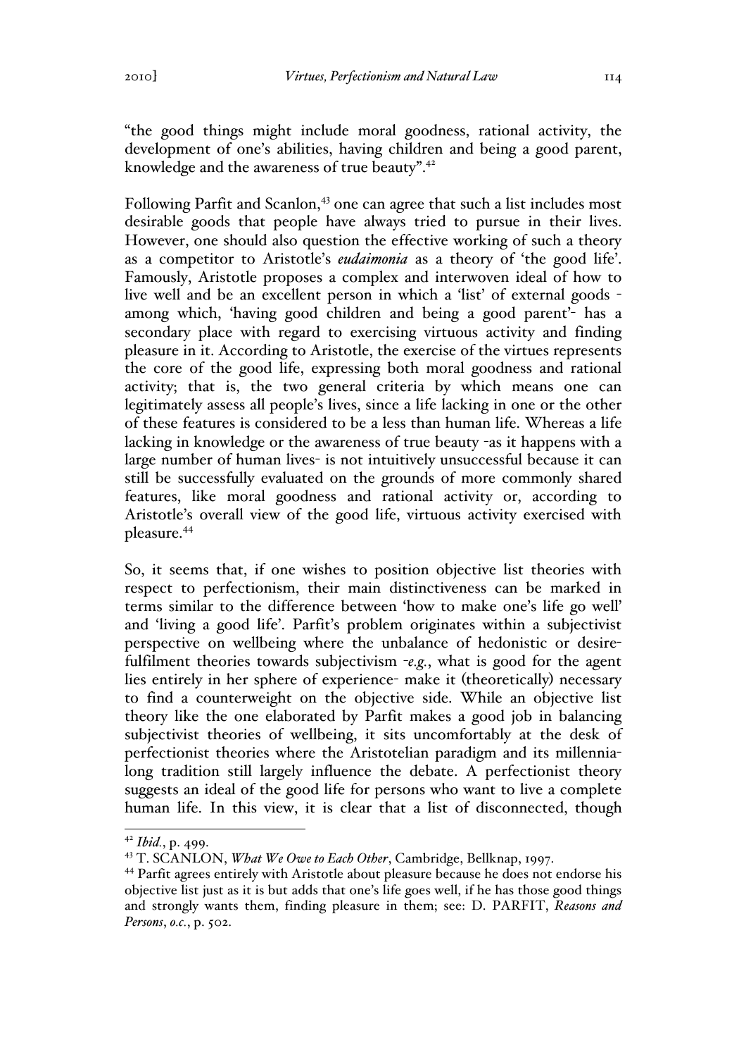"the good things might include moral goodness, rational activity, the development of one's abilities, having children and being a good parent, knowledge and the awareness of true beauty".[42]

Following Parfit and Scanlon,[43] one can agree that such a list includes most desirable goods that people have always tried to pursue in their lives. However, one should also question the effective working of such a theory as a competitor to Aristotle's *eudaimonia* as a theory of 'the good life'. Famously, Aristotle proposes a complex and interwoven ideal of how to live well and be an excellent person in which a 'list' of external goods - among which, 'having good children and being a good parent'- has a secondary place with regard to exercising virtuous activity and finding pleasure in it. According to Aristotle, the exercise of the virtues represents the core of the good life, expressing both moral goodness and rational activity; that is, the two general criteria by which means one can legitimately assess all people's lives, since a life lacking in one or the other of these features is considered to be a less than human life. Whereas a life lacking in knowledge or the awareness of true beauty -as it happens with a large number of human lives- is not intuitively unsuccessful because it can still be successfully evaluated on the grounds of more commonly shared features, like moral goodness and rational activity or, according to Aristotle's overall view of the good life, virtuous activity exercised with pleasure.[44]

So, it seems that, if one wishes to position objective list theories with respect to perfectionism, their main distinctiveness can be marked in terms similar to the difference between 'how to make one's life go well' and 'living a good life'. Parfit's problem originates within a subjectivist perspective on wellbeing where the unbalance of hedonistic or desire-fulfilment theories towards subjectivism -*e.g.*, what is good for the agent lies entirely in her sphere of experience- make it (theoretically) necessary to find a counterweight on the objective side. While an objective list theory like the one elaborated by Parfit makes a good job in balancing subjectivist theories of wellbeing, it sits uncomfortably at the desk of perfectionist theories where the Aristotelian paradigm and its millennia-long tradition still largely influence the debate. A perfectionist theory suggests an ideal of the good life for persons who want to live a complete human life. In this view, it is clear that a list of disconnected, though

---

[42] *Ibid.*, p. 499.

[43] T. SCANLON, *What We Owe to Each Other*, Cambridge, Bellknap, 1997.

[44] Parfit agrees entirely with Aristotle about pleasure because he does not endorse his objective list just as it is but adds that one's life goes well, if he has those good things and strongly wants them, finding pleasure in them; see: D. PARFIT, *Reasons and Persons*, *o.c.*, p. 502.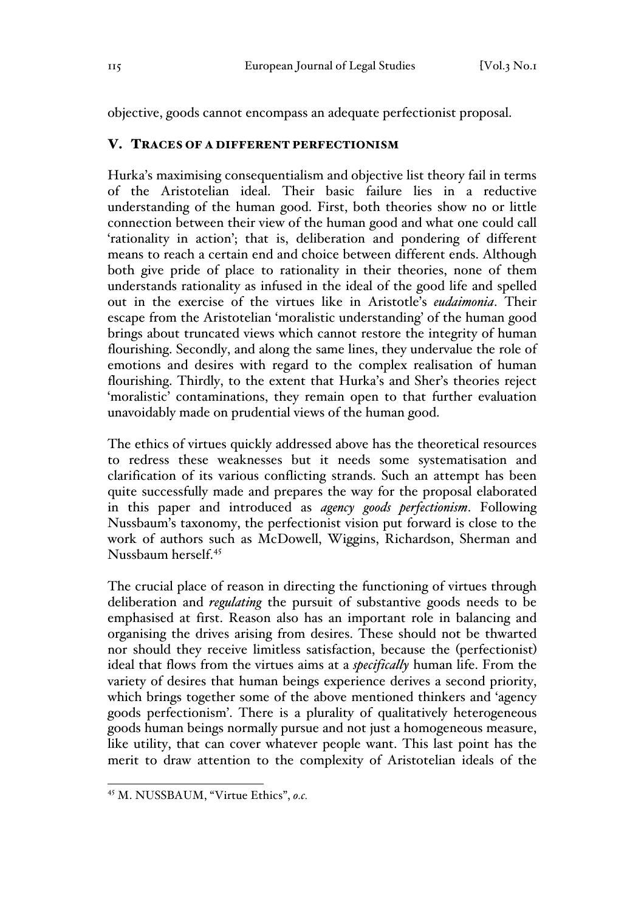objective, goods cannot encompass an adequate perfectionist proposal.

## V. TRACES OF A DIFFERENT PERFECTIONISM

Hurka's maximising consequentialism and objective list theory fail in terms of the Aristotelian ideal. Their basic failure lies in a reductive understanding of the human good. First, both theories show no or little connection between their view of the human good and what one could call 'rationality in action'; that is, deliberation and pondering of different means to reach a certain end and choice between different ends. Although both give pride of place to rationality in their theories, none of them understands rationality as infused in the ideal of the good life and spelled out in the exercise of the virtues like in Aristotle's *eudaimonia*. Their escape from the Aristotelian 'moralistic understanding' of the human good brings about truncated views which cannot restore the integrity of human flourishing. Secondly, and along the same lines, they undervalue the role of emotions and desires with regard to the complex realisation of human flourishing. Thirdly, to the extent that Hurka's and Sher's theories reject 'moralistic' contaminations, they remain open to that further evaluation unavoidably made on prudential views of the human good.

The ethics of virtues quickly addressed above has the theoretical resources to redress these weaknesses but it needs some systematisation and clarification of its various conflicting strands. Such an attempt has been quite successfully made and prepares the way for the proposal elaborated in this paper and introduced as *agency goods perfectionism*. Following Nussbaum's taxonomy, the perfectionist vision put forward is close to the work of authors such as McDowell, Wiggins, Richardson, Sherman and Nussbaum herself.[45]

The crucial place of reason in directing the functioning of virtues through deliberation and *regulating* the pursuit of substantive goods needs to be emphasised at first. Reason also has an important role in balancing and organising the drives arising from desires. These should not be thwarted nor should they receive limitless satisfaction, because the (perfectionist) ideal that flows from the virtues aims at a *specifically* human life. From the variety of desires that human beings experience derives a second priority, which brings together some of the above mentioned thinkers and 'agency goods perfectionism'. There is a plurality of qualitatively heterogeneous goods human beings normally pursue and not just a homogeneous measure, like utility, that can cover whatever people want. This last point has the merit to draw attention to the complexity of Aristotelian ideals of the

[45] M. NUSSBAUM, "Virtue Ethics", *o.c.*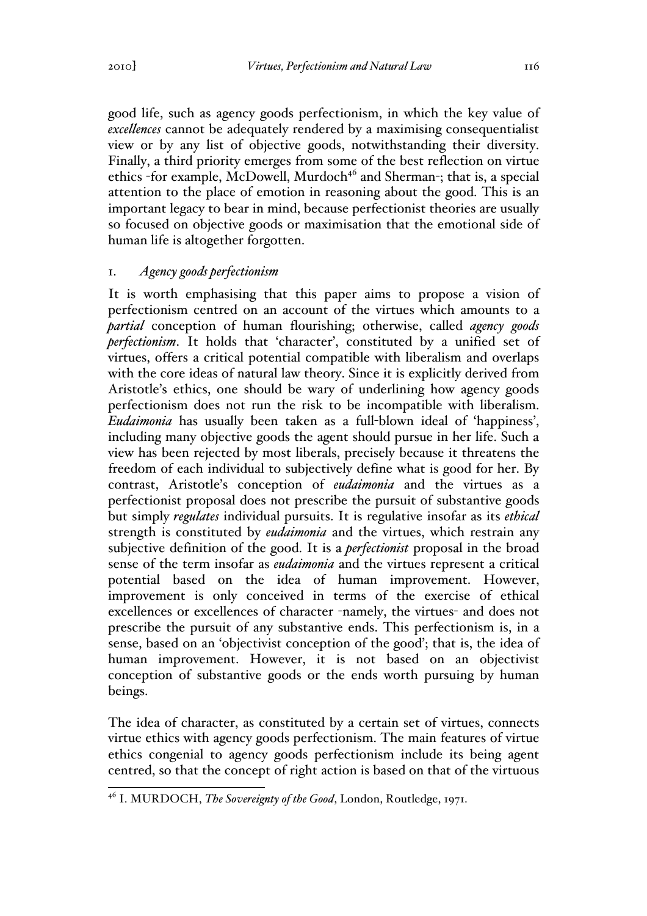good life, such as agency goods perfectionism, in which the key value of *excellences* cannot be adequately rendered by a maximising consequentialist view or by any list of objective goods, notwithstanding their diversity. Finally, a third priority emerges from some of the best reflection on virtue ethics -for example, McDowell, Murdoch[46] and Sherman-; that is, a special attention to the place of emotion in reasoning about the good. This is an important legacy to bear in mind, because perfectionist theories are usually so focused on objective goods or maximisation that the emotional side of human life is altogether forgotten.

### 1. *Agency goods perfectionism*

It is worth emphasising that this paper aims to propose a vision of perfectionism centred on an account of the virtues which amounts to a *partial* conception of human flourishing; otherwise, called *agency goods perfectionism*. It holds that 'character', constituted by a unified set of virtues, offers a critical potential compatible with liberalism and overlaps with the core ideas of natural law theory. Since it is explicitly derived from Aristotle's ethics, one should be wary of underlining how agency goods perfectionism does not run the risk to be incompatible with liberalism. *Eudaimonia* has usually been taken as a full-blown ideal of 'happiness', including many objective goods the agent should pursue in her life. Such a view has been rejected by most liberals, precisely because it threatens the freedom of each individual to subjectively define what is good for her. By contrast, Aristotle's conception of *eudaimonia* and the virtues as a perfectionist proposal does not prescribe the pursuit of substantive goods but simply *regulates* individual pursuits. It is regulative insofar as its *ethical* strength is constituted by *eudaimonia* and the virtues, which restrain any subjective definition of the good. It is a *perfectionist* proposal in the broad sense of the term insofar as *eudaimonia* and the virtues represent a critical potential based on the idea of human improvement. However, improvement is only conceived in terms of the exercise of ethical excellences or excellences of character -namely, the virtues- and does not prescribe the pursuit of any substantive ends. This perfectionism is, in a sense, based on an 'objectivist conception of the good'; that is, the idea of human improvement. However, it is not based on an objectivist conception of substantive goods or the ends worth pursuing by human beings.

The idea of character, as constituted by a certain set of virtues, connects virtue ethics with agency goods perfectionism. The main features of virtue ethics congenial to agency goods perfectionism include its being agent centred, so that the concept of right action is based on that of the virtuous

---

[46] I. MURDOCH, *The Sovereignty of the Good*, London, Routledge, 1971.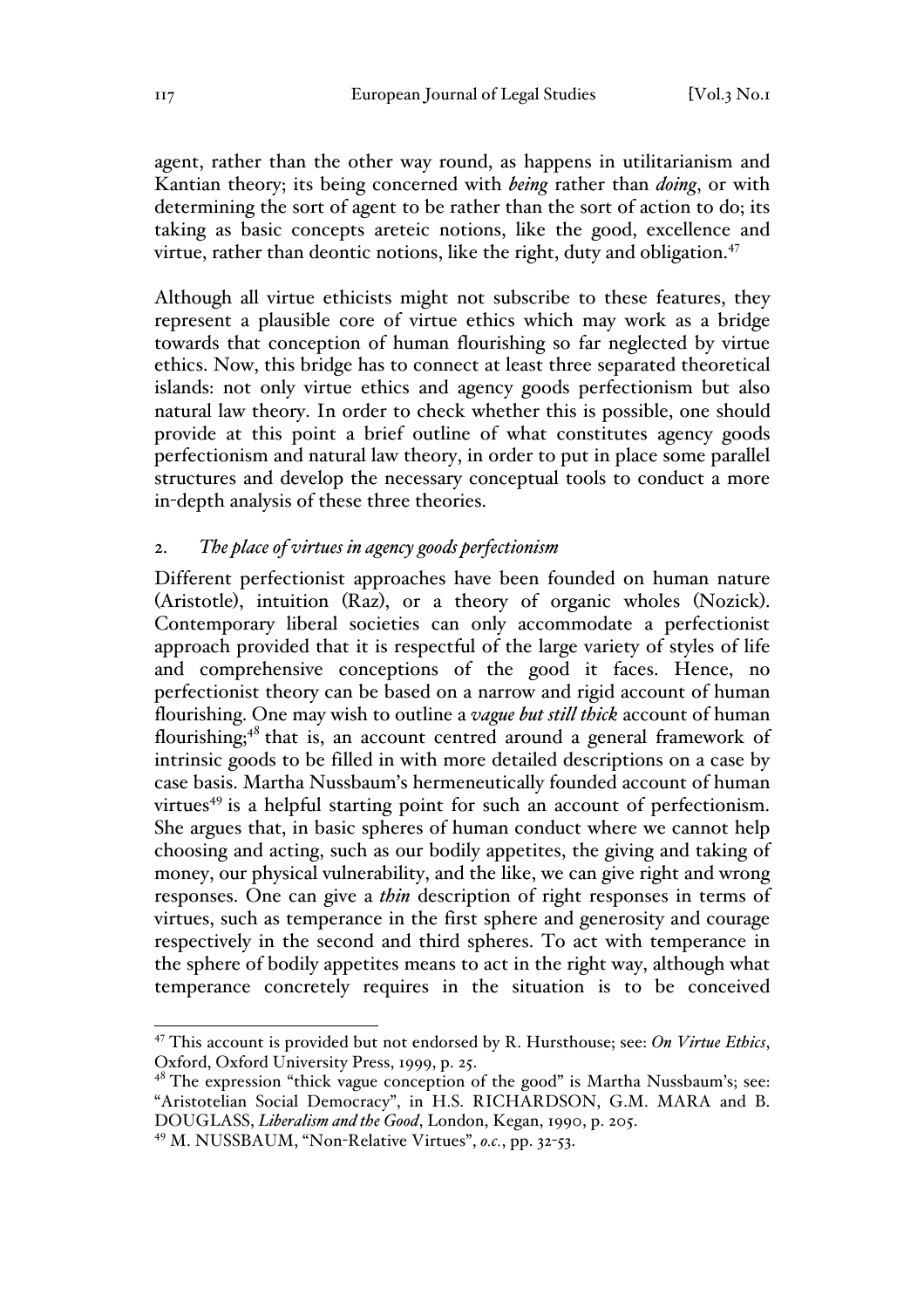agent, rather than the other way round, as happens in utilitarianism and Kantian theory; its being concerned with *being* rather than *doing*, or with determining the sort of agent to be rather than the sort of action to do; its taking as basic concepts areteic notions, like the good, excellence and virtue, rather than deontic notions, like the right, duty and obligation.[47]

Although all virtue ethicists might not subscribe to these features, they represent a plausible core of virtue ethics which may work as a bridge towards that conception of human flourishing so far neglected by virtue ethics. Now, this bridge has to connect at least three separated theoretical islands: not only virtue ethics and agency goods perfectionism but also natural law theory. In order to check whether this is possible, one should provide at this point a brief outline of what constitutes agency goods perfectionism and natural law theory, in order to put in place some parallel structures and develop the necessary conceptual tools to conduct a more in-depth analysis of these three theories.

## 2. *The place of virtues in agency goods perfectionism*

Different perfectionist approaches have been founded on human nature (Aristotle), intuition (Raz), or a theory of organic wholes (Nozick). Contemporary liberal societies can only accommodate a perfectionist approach provided that it is respectful of the large variety of styles of life and comprehensive conceptions of the good it faces. Hence, no perfectionist theory can be based on a narrow and rigid account of human flourishing. One may wish to outline a *vague but still thick* account of human flourishing;[48] that is, an account centred around a general framework of intrinsic goods to be filled in with more detailed descriptions on a case by case basis. Martha Nussbaum's hermeneutically founded account of human virtues[49] is a helpful starting point for such an account of perfectionism. She argues that, in basic spheres of human conduct where we cannot help choosing and acting, such as our bodily appetites, the giving and taking of money, our physical vulnerability, and the like, we can give right and wrong responses. One can give a *thin* description of right responses in terms of virtues, such as temperance in the first sphere and generosity and courage respectively in the second and third spheres. To act with temperance in the sphere of bodily appetites means to act in the right way, although what temperance concretely requires in the situation is to be conceived

---

[47] This account is provided but not endorsed by R. Hursthouse; see: *On Virtue Ethics*, Oxford, Oxford University Press, 1999, p. 25.

[48] The expression "thick vague conception of the good" is Martha Nussbaum's; see: "Aristotelian Social Democracy", in H.S. RICHARDSON, G.M. MARA and B. DOUGLASS, *Liberalism and the Good*, London, Kegan, 1990, p. 205.

[49] M. NUSSBAUM, "Non-Relative Virtues", *o.c.*, pp. 32-53.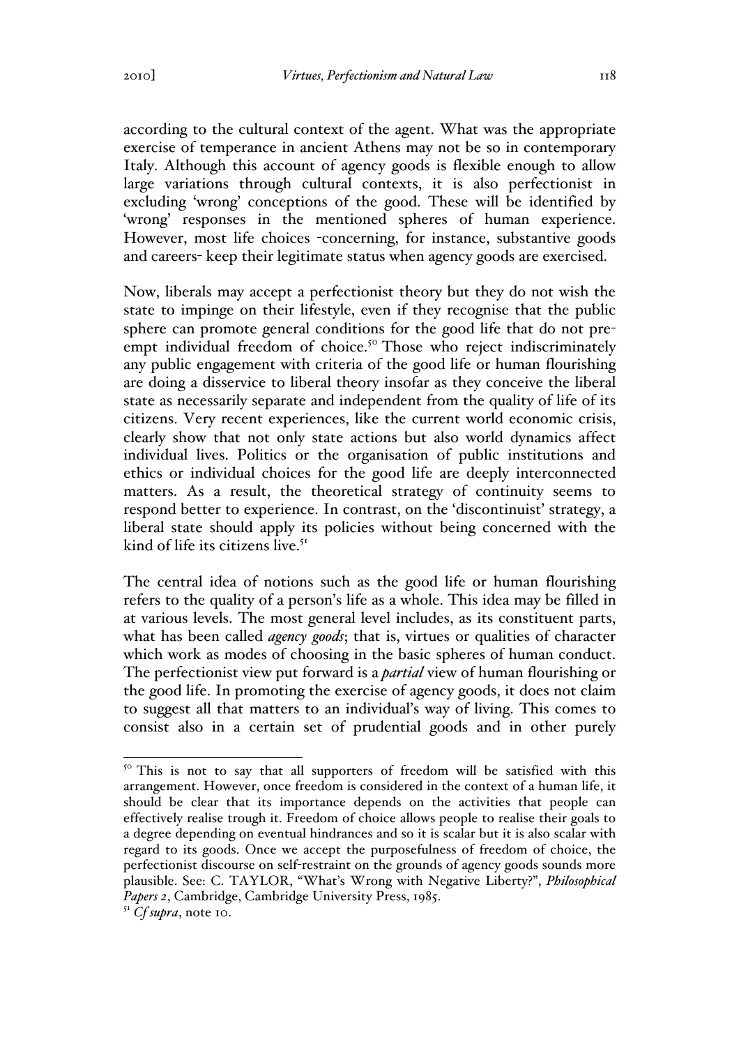according to the cultural context of the agent. What was the appropriate exercise of temperance in ancient Athens may not be so in contemporary Italy. Although this account of agency goods is flexible enough to allow large variations through cultural contexts, it is also perfectionist in excluding 'wrong' conceptions of the good. These will be identified by 'wrong' responses in the mentioned spheres of human experience. However, most life choices -concerning, for instance, substantive goods and careers- keep their legitimate status when agency goods are exercised.

Now, liberals may accept a perfectionist theory but they do not wish the state to impinge on their lifestyle, even if they recognise that the public sphere can promote general conditions for the good life that do not pre-empt individual freedom of choice.[50] Those who reject indiscriminately any public engagement with criteria of the good life or human flourishing are doing a disservice to liberal theory insofar as they conceive the liberal state as necessarily separate and independent from the quality of life of its citizens. Very recent experiences, like the current world economic crisis, clearly show that not only state actions but also world dynamics affect individual lives. Politics or the organisation of public institutions and ethics or individual choices for the good life are deeply interconnected matters. As a result, the theoretical strategy of continuity seems to respond better to experience. In contrast, on the 'discontinuist' strategy, a liberal state should apply its policies without being concerned with the kind of life its citizens live.[51]

The central idea of notions such as the good life or human flourishing refers to the quality of a person's life as a whole. This idea may be filled in at various levels. The most general level includes, as its constituent parts, what has been called *agency goods*; that is, virtues or qualities of character which work as modes of choosing in the basic spheres of human conduct. The perfectionist view put forward is a *partial* view of human flourishing or the good life. In promoting the exercise of agency goods, it does not claim to suggest all that matters to an individual's way of living. This comes to consist also in a certain set of prudential goods and in other purely

---

[50] This is not to say that all supporters of freedom will be satisfied with this arrangement. However, once freedom is considered in the context of a human life, it should be clear that its importance depends on the activities that people can effectively realise trough it. Freedom of choice allows people to realise their goals to a degree depending on eventual hindrances and so it is scalar but it is also scalar with regard to its goods. Once we accept the purposefulness of freedom of choice, the perfectionist discourse on self-restraint on the grounds of agency goods sounds more plausible. See: C. TAYLOR, "What's Wrong with Negative Liberty?", *Philosophical Papers 2*, Cambridge, Cambridge University Press, 1985.

[51] *Cf supra*, note 10.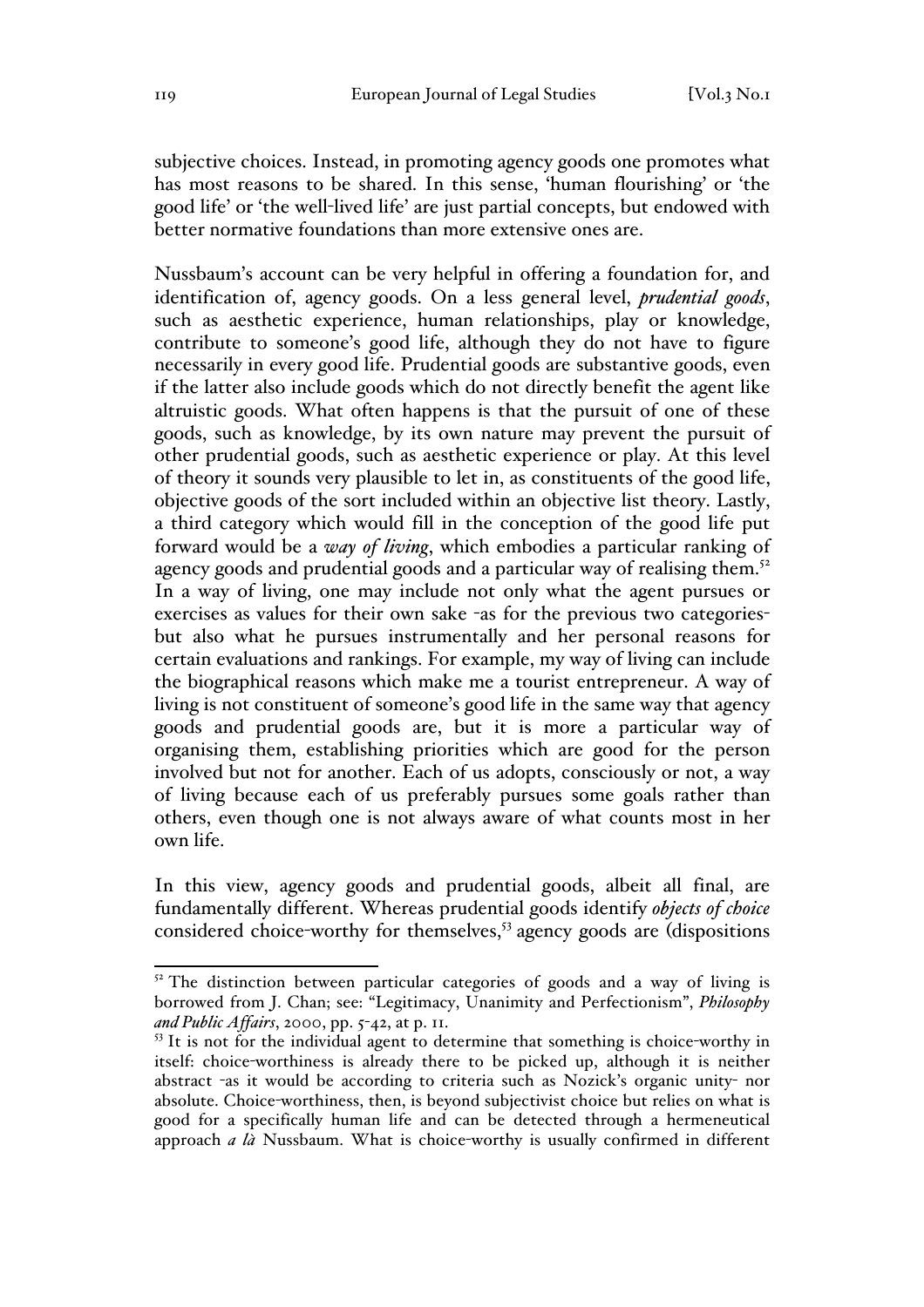subjective choices. Instead, in promoting agency goods one promotes what has most reasons to be shared. In this sense, 'human flourishing' or 'the good life' or 'the well-lived life' are just partial concepts, but endowed with better normative foundations than more extensive ones are.

Nussbaum's account can be very helpful in offering a foundation for, and identification of, agency goods. On a less general level, ***prudential goods***, such as aesthetic experience, human relationships, play or knowledge, contribute to someone's good life, although they do not have to figure necessarily in every good life. Prudential goods are substantive goods, even if the latter also include goods which do not directly benefit the agent like altruistic goods. What often happens is that the pursuit of one of these goods, such as knowledge, by its own nature may prevent the pursuit of other prudential goods, such as aesthetic experience or play. At this level of theory it sounds very plausible to let in, as constituents of the good life, objective goods of the sort included within an objective list theory. Lastly, a third category which would fill in the conception of the good life put forward would be a *way of living*, which embodies a particular ranking of agency goods and prudential goods and a particular way of realising them.[52] In a way of living, one may include not only what the agent pursues or exercises as values for their own sake -as for the previous two categories- but also what he pursues instrumentally and her personal reasons for certain evaluations and rankings. For example, my way of living can include the biographical reasons which make me a tourist entrepreneur. A way of living is not constituent of someone's good life in the same way that agency goods and prudential goods are, but it is more a particular way of organising them, establishing priorities which are good for the person involved but not for another. Each of us adopts, consciously or not, a way of living because each of us preferably pursues some goals rather than others, even though one is not always aware of what counts most in her own life.

In this view, agency goods and prudential goods, albeit all final, are fundamentally different. Whereas prudential goods identify *objects of choice* considered choice-worthy for themselves,[53] agency goods are (dispositions

---

[52] The distinction between particular categories of goods and a way of living is borrowed from J. Chan; see: "Legitimacy, Unanimity and Perfectionism", *Philosophy and Public Affairs*, 2000, pp. 5-42, at p. 11.

[53] It is not for the individual agent to determine that something is choice-worthy in itself: choice-worthiness is already there to be picked up, although it is neither abstract -as it would be according to criteria such as Nozick's organic unity- nor absolute. Choice-worthiness, then, is beyond subjectivist choice but relies on what is good for a specifically human life and can be detected through a hermeneutical approach *a là* Nussbaum. What is choice-worthy is usually confirmed in different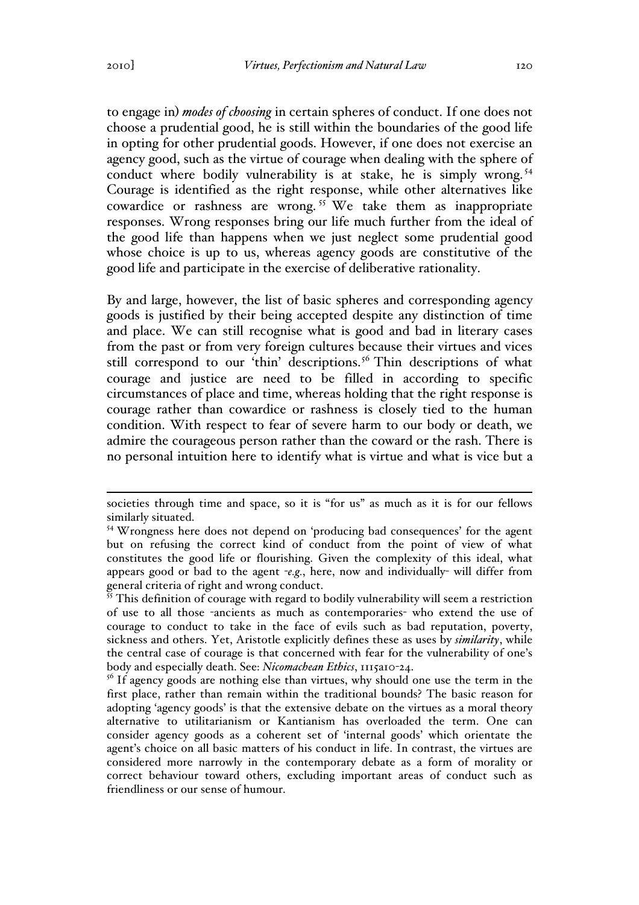to engage in) *modes of choosing* in certain spheres of conduct. If one does not choose a prudential good, he is still within the boundaries of the good life in opting for other prudential goods. However, if one does not exercise an agency good, such as the virtue of courage when dealing with the sphere of conduct where bodily vulnerability is at stake, he is simply wrong.[54] Courage is identified as the right response, while other alternatives like cowardice or rashness are wrong.[55] We take them as inappropriate responses. Wrong responses bring our life much further from the ideal of the good life than happens when we just neglect some prudential good whose choice is up to us, whereas agency goods are constitutive of the good life and participate in the exercise of deliberative rationality.

By and large, however, the list of basic spheres and corresponding agency goods is justified by their being accepted despite any distinction of time and place. We can still recognise what is good and bad in literary cases from the past or from very foreign cultures because their virtues and vices still correspond to our 'thin' descriptions.[56] Thin descriptions of what courage and justice are need to be filled in according to specific circumstances of place and time, whereas holding that the right response is courage rather than cowardice or rashness is closely tied to the human condition. With respect to fear of severe harm to our body or death, we admire the courageous person rather than the coward or the rash. There is no personal intuition here to identify what is virtue and what is vice but a

---

societies through time and space, so it is "for us" as much as it is for our fellows similarly situated.

[54] Wrongness here does not depend on 'producing bad consequences' for the agent but on refusing the correct kind of conduct from the point of view of what constitutes the good life or flourishing. Given the complexity of this ideal, what appears good or bad to the agent -*e.g.*, here, now and individually- will differ from general criteria of right and wrong conduct.

[55] This definition of courage with regard to bodily vulnerability will seem a restriction of use to all those -ancients as much as contemporaries- who extend the use of courage to conduct to take in the face of evils such as bad reputation, poverty, sickness and others. Yet, Aristotle explicitly defines these as uses by *similarity*, while the central case of courage is that concerned with fear for the vulnerability of one's body and especially death. See: *Nicomachean Ethics*, 1115a10-24.

[56] If agency goods are nothing else than virtues, why should one use the term in the first place, rather than remain within the traditional bounds? The basic reason for adopting 'agency goods' is that the extensive debate on the virtues as a moral theory alternative to utilitarianism or Kantianism has overloaded the term. One can consider agency goods as a coherent set of 'internal goods' which orientate the agent's choice on all basic matters of his conduct in life. In contrast, the virtues are considered more narrowly in the contemporary debate as a form of morality or correct behaviour toward others, excluding important areas of conduct such as friendliness or our sense of humour.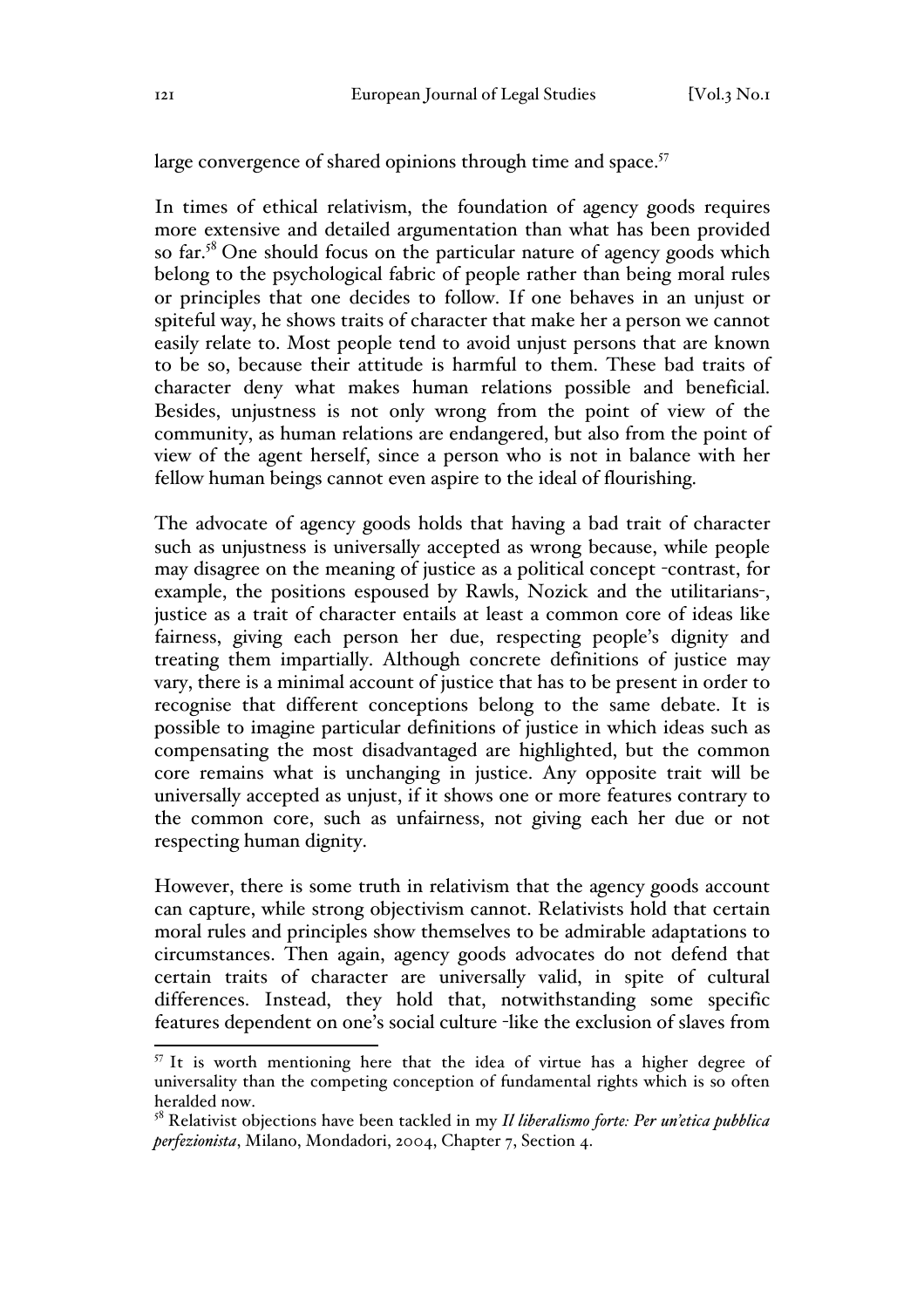large convergence of shared opinions through time and space.[57]

In times of ethical relativism, the foundation of agency goods requires more extensive and detailed argumentation than what has been provided so far.[58] One should focus on the particular nature of agency goods which belong to the psychological fabric of people rather than being moral rules or principles that one decides to follow. If one behaves in an unjust or spiteful way, he shows traits of character that make her a person we cannot easily relate to. Most people tend to avoid unjust persons that are known to be so, because their attitude is harmful to them. These bad traits of character deny what makes human relations possible and beneficial. Besides, unjustness is not only wrong from the point of view of the community, as human relations are endangered, but also from the point of view of the agent herself, since a person who is not in balance with her fellow human beings cannot even aspire to the ideal of flourishing.

The advocate of agency goods holds that having a bad trait of character such as unjustness is universally accepted as wrong because, while people may disagree on the meaning of justice as a political concept -contrast, for example, the positions espoused by Rawls, Nozick and the utilitarians-, justice as a trait of character entails at least a common core of ideas like fairness, giving each person her due, respecting people's dignity and treating them impartially. Although concrete definitions of justice may vary, there is a minimal account of justice that has to be present in order to recognise that different conceptions belong to the same debate. It is possible to imagine particular definitions of justice in which ideas such as compensating the most disadvantaged are highlighted, but the common core remains what is unchanging in justice. Any opposite trait will be universally accepted as unjust, if it shows one or more features contrary to the common core, such as unfairness, not giving each her due or not respecting human dignity.

However, there is some truth in relativism that the agency goods account can capture, while strong objectivism cannot. Relativists hold that certain moral rules and principles show themselves to be admirable adaptations to circumstances. Then again, agency goods advocates do not defend that certain traits of character are universally valid, in spite of cultural differences. Instead, they hold that, notwithstanding some specific features dependent on one's social culture -like the exclusion of slaves from

[57] It is worth mentioning here that the idea of virtue has a higher degree of universality than the competing conception of fundamental rights which is so often heralded now.

[58] Relativist objections have been tackled in my *Il liberalismo forte: Per un'etica pubblica perfezionista*, Milano, Mondadori, 2004, Chapter 7, Section 4.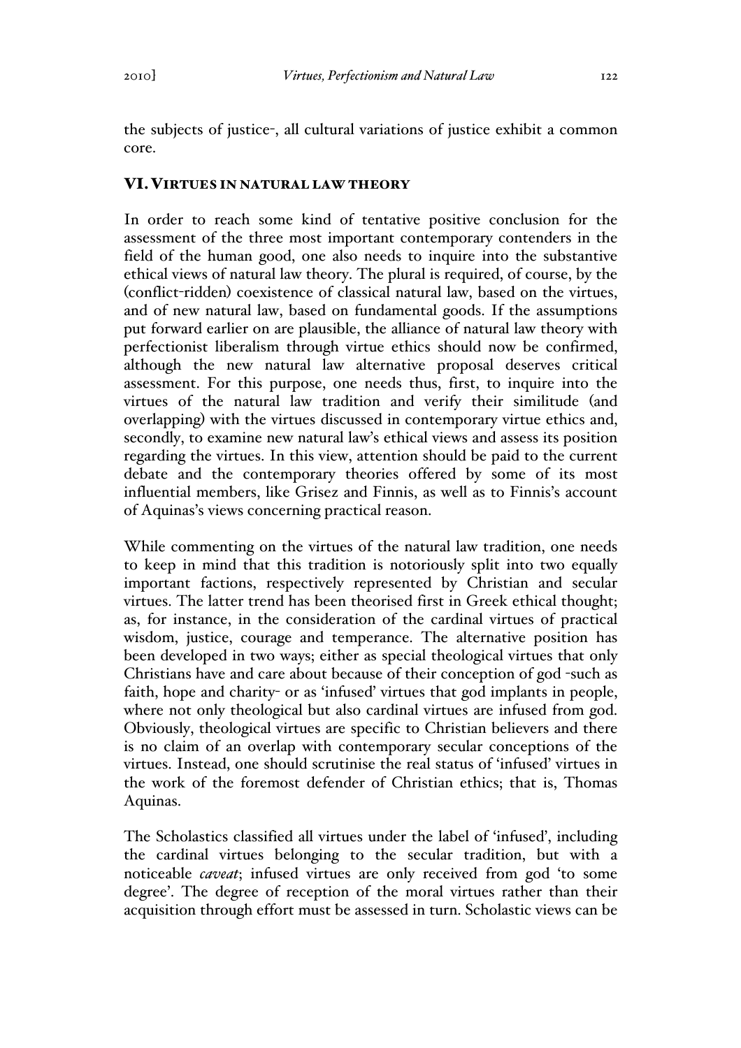the subjects of justice-, all cultural variations of justice exhibit a common core.

## VI. Virtues in natural law theory

In order to reach some kind of tentative positive conclusion for the assessment of the three most important contemporary contenders in the field of the human good, one also needs to inquire into the substantive ethical views of natural law theory. The plural is required, of course, by the (conflict-ridden) coexistence of classical natural law, based on the virtues, and of new natural law, based on fundamental goods. If the assumptions put forward earlier on are plausible, the alliance of natural law theory with perfectionist liberalism through virtue ethics should now be confirmed, although the new natural law alternative proposal deserves critical assessment. For this purpose, one needs thus, first, to inquire into the virtues of the natural law tradition and verify their similitude (and overlapping) with the virtues discussed in contemporary virtue ethics and, secondly, to examine new natural law's ethical views and assess its position regarding the virtues. In this view, attention should be paid to the current debate and the contemporary theories offered by some of its most influential members, like Grisez and Finnis, as well as to Finnis's account of Aquinas's views concerning practical reason.

While commenting on the virtues of the natural law tradition, one needs to keep in mind that this tradition is notoriously split into two equally important factions, respectively represented by Christian and secular virtues. The latter trend has been theorised first in Greek ethical thought; as, for instance, in the consideration of the cardinal virtues of practical wisdom, justice, courage and temperance. The alternative position has been developed in two ways; either as special theological virtues that only Christians have and care about because of their conception of god -such as faith, hope and charity- or as 'infused' virtues that god implants in people, where not only theological but also cardinal virtues are infused from god. Obviously, theological virtues are specific to Christian believers and there is no claim of an overlap with contemporary secular conceptions of the virtues. Instead, one should scrutinise the real status of 'infused' virtues in the work of the foremost defender of Christian ethics; that is, Thomas Aquinas.

The Scholastics classified all virtues under the label of 'infused', including the cardinal virtues belonging to the secular tradition, but with a noticeable *caveat*; infused virtues are only received from god 'to some degree'. The degree of reception of the moral virtues rather than their acquisition through effort must be assessed in turn. Scholastic views can be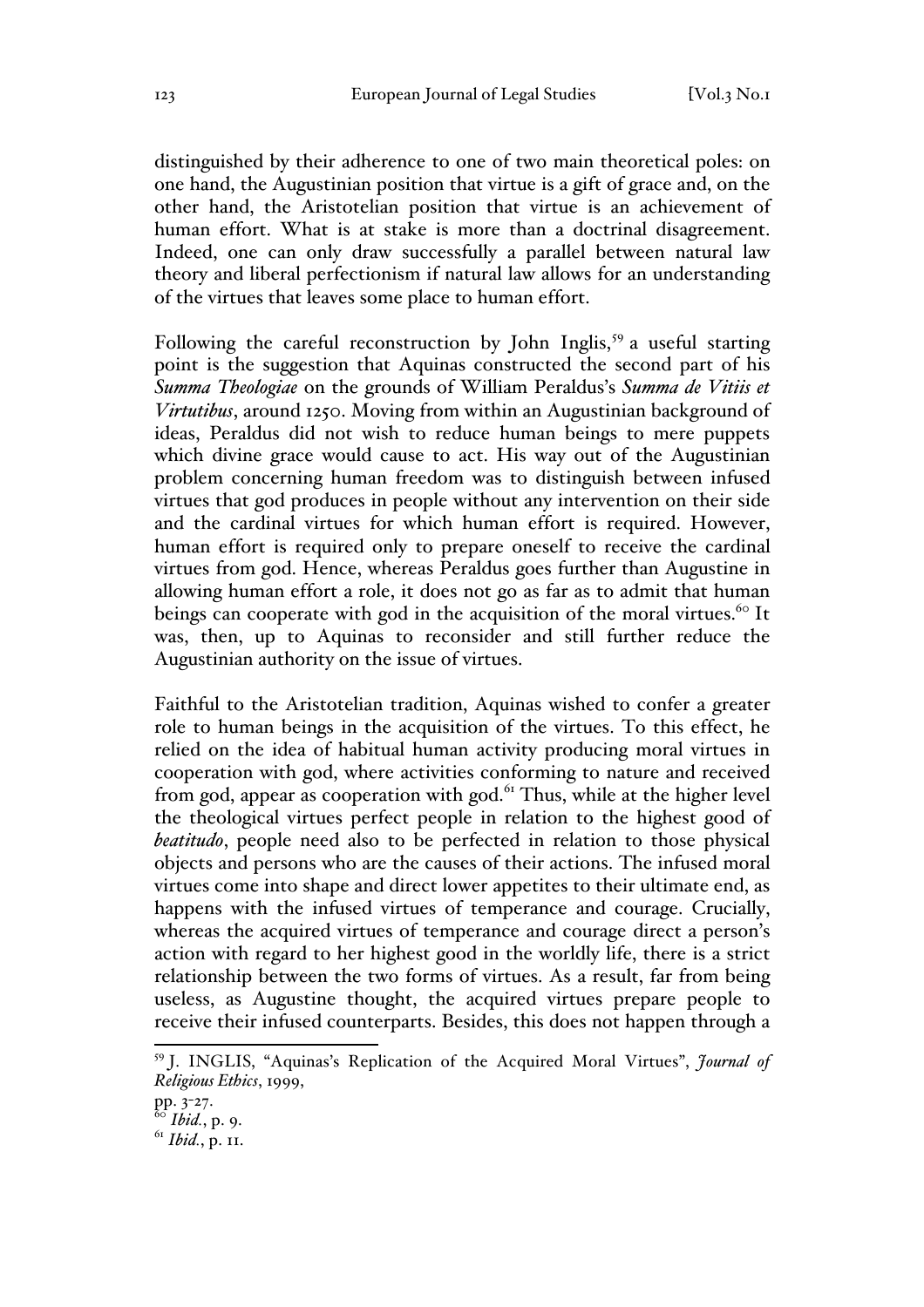distinguished by their adherence to one of two main theoretical poles: on one hand, the Augustinian position that virtue is a gift of grace and, on the other hand, the Aristotelian position that virtue is an achievement of human effort. What is at stake is more than a doctrinal disagreement. Indeed, one can only draw successfully a parallel between natural law theory and liberal perfectionism if natural law allows for an understanding of the virtues that leaves some place to human effort.

Following the careful reconstruction by John Inglis,[59] a useful starting point is the suggestion that Aquinas constructed the second part of his *Summa Theologiae* on the grounds of William Peraldus's *Summa de Vitiis et Virtutibus*, around 1250. Moving from within an Augustinian background of ideas, Peraldus did not wish to reduce human beings to mere puppets which divine grace would cause to act. His way out of the Augustinian problem concerning human freedom was to distinguish between infused virtues that god produces in people without any intervention on their side and the cardinal virtues for which human effort is required. However, human effort is required only to prepare oneself to receive the cardinal virtues from god. Hence, whereas Peraldus goes further than Augustine in allowing human effort a role, it does not go as far as to admit that human beings can cooperate with god in the acquisition of the moral virtues.[60] It was, then, up to Aquinas to reconsider and still further reduce the Augustinian authority on the issue of virtues.

Faithful to the Aristotelian tradition, Aquinas wished to confer a greater role to human beings in the acquisition of the virtues. To this effect, he relied on the idea of habitual human activity producing moral virtues in cooperation with god, where activities conforming to nature and received from god, appear as cooperation with god.[61] Thus, while at the higher level the theological virtues perfect people in relation to the highest good of *beatitudo*, people need also to be perfected in relation to those physical objects and persons who are the causes of their actions. The infused moral virtues come into shape and direct lower appetites to their ultimate end, as happens with the infused virtues of temperance and courage. Crucially, whereas the acquired virtues of temperance and courage direct a person's action with regard to her highest good in the worldly life, there is a strict relationship between the two forms of virtues. As a result, far from being useless, as Augustine thought, the acquired virtues prepare people to receive their infused counterparts. Besides, this does not happen through a

---

[59] J. INGLIS, "Aquinas's Replication of the Acquired Moral Virtues", *Journal of Religious Ethics*, 1999, pp. 3-27.

[60] *Ibid.*, p. 9.

[61] *Ibid.*, p. 11.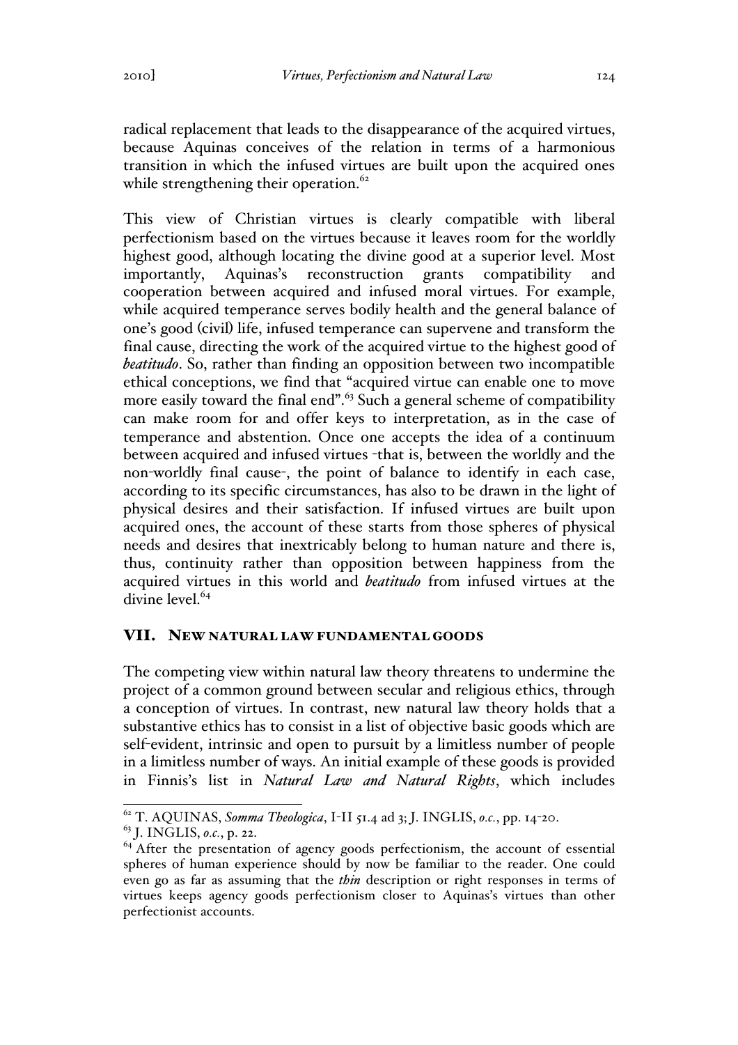radical replacement that leads to the disappearance of the acquired virtues, because Aquinas conceives of the relation in terms of a harmonious transition in which the infused virtues are built upon the acquired ones while strengthening their operation.[62]

This view of Christian virtues is clearly compatible with liberal perfectionism based on the virtues because it leaves room for the worldly highest good, although locating the divine good at a superior level. Most importantly, Aquinas's reconstruction grants compatibility and cooperation between acquired and infused moral virtues. For example, while acquired temperance serves bodily health and the general balance of one's good (civil) life, infused temperance can supervene and transform the final cause, directing the work of the acquired virtue to the highest good of *beatitudo*. So, rather than finding an opposition between two incompatible ethical conceptions, we find that "acquired virtue can enable one to move more easily toward the final end".[63] Such a general scheme of compatibility can make room for and offer keys to interpretation, as in the case of temperance and abstention. Once one accepts the idea of a continuum between acquired and infused virtues -that is, between the worldly and the non-worldly final cause-, the point of balance to identify in each case, according to its specific circumstances, has also to be drawn in the light of physical desires and their satisfaction. If infused virtues are built upon acquired ones, the account of these starts from those spheres of physical needs and desires that inextricably belong to human nature and there is, thus, continuity rather than opposition between happiness from the acquired virtues in this world and *beatitudo* from infused virtues at the divine level.[64]

## VII. NEW NATURAL LAW FUNDAMENTAL GOODS

The competing view within natural law theory threatens to undermine the project of a common ground between secular and religious ethics, through a conception of virtues. In contrast, new natural law theory holds that a substantive ethics has to consist in a list of objective basic goods which are self-evident, intrinsic and open to pursuit by a limitless number of people in a limitless number of ways. An initial example of these goods is provided in Finnis's list in *Natural Law and Natural Rights*, which includes

---

[62] T. AQUINAS, *Somma Theologica*, I-II 51.4 ad 3; J. INGLIS, *o.c.*, pp. 14-20.

[63] J. INGLIS, *o.c.*, p. 22.

[64] After the presentation of agency goods perfectionism, the account of essential spheres of human experience should by now be familiar to the reader. One could even go as far as assuming that the *thin* description or right responses in terms of virtues keeps agency goods perfectionism closer to Aquinas's virtues than other perfectionist accounts.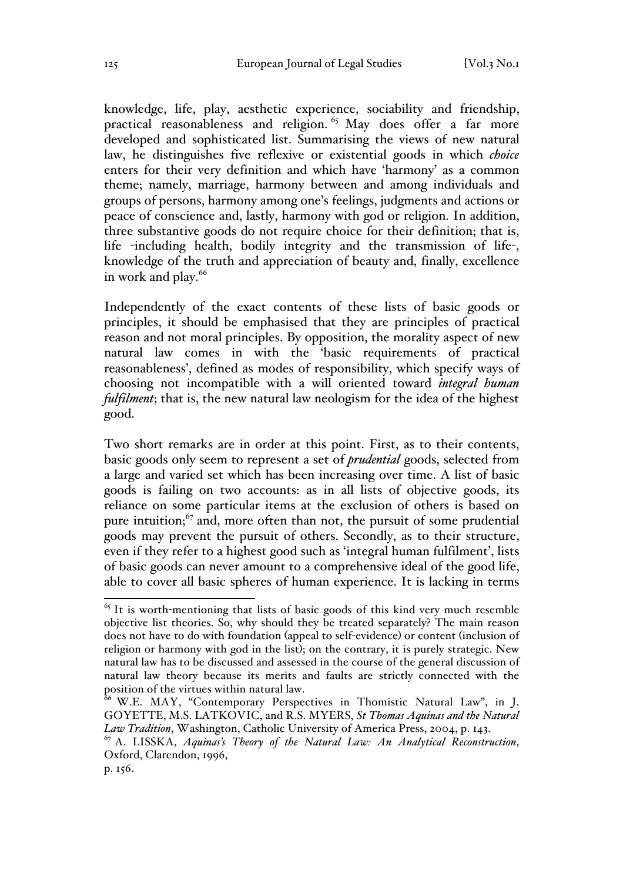knowledge, life, play, aesthetic experience, sociability and friendship, practical reasonableness and religion. [65] May does offer a far more developed and sophisticated list. Summarising the views of new natural law, he distinguishes five reflexive or existential goods in which *choice* enters for their very definition and which have 'harmony' as a common theme; namely, marriage, harmony between and among individuals and groups of persons, harmony among one's feelings, judgments and actions or peace of conscience and, lastly, harmony with god or religion. In addition, three substantive goods do not require choice for their definition; that is, life -including health, bodily integrity and the transmission of life-, knowledge of the truth and appreciation of beauty and, finally, excellence in work and play.[66]

Independently of the exact contents of these lists of basic goods or principles, it should be emphasised that they are principles of practical reason and not moral principles. By opposition, the morality aspect of new natural law comes in with the 'basic requirements of practical reasonableness', defined as modes of responsibility, which specify ways of choosing not incompatible with a will oriented toward *integral human fulfilment*; that is, the new natural law neologism for the idea of the highest good.

Two short remarks are in order at this point. First, as to their contents, basic goods only seem to represent a set of *prudential* goods, selected from a large and varied set which has been increasing over time. A list of basic goods is failing on two accounts: as in all lists of objective goods, its reliance on some particular items at the exclusion of others is based on pure intuition;[67] and, more often than not, the pursuit of some prudential goods may prevent the pursuit of others. Secondly, as to their structure, even if they refer to a highest good such as 'integral human fulfilment', lists of basic goods can never amount to a comprehensive ideal of the good life, able to cover all basic spheres of human experience. It is lacking in terms

---

[65] It is worth-mentioning that lists of basic goods of this kind very much resemble objective list theories. So, why should they be treated separately? The main reason does not have to do with foundation (appeal to self-evidence) or content (inclusion of religion or harmony with god in the list); on the contrary, it is purely strategic. New natural law has to be discussed and assessed in the course of the general discussion of natural law theory because its merits and faults are strictly connected with the position of the virtues within natural law.

[66] W.E. MAY, "Contemporary Perspectives in Thomistic Natural Law", in J. GOYETTE, M.S. LATKOVIC, and R.S. MYERS, *St Thomas Aquinas and the Natural Law Tradition*, Washington, Catholic University of America Press, 2004, p. 143.

[67] A. LISSKA, *Aquinas's Theory of the Natural Law: An Analytical Reconstruction*, Oxford, Clarendon, 1996, p. 156.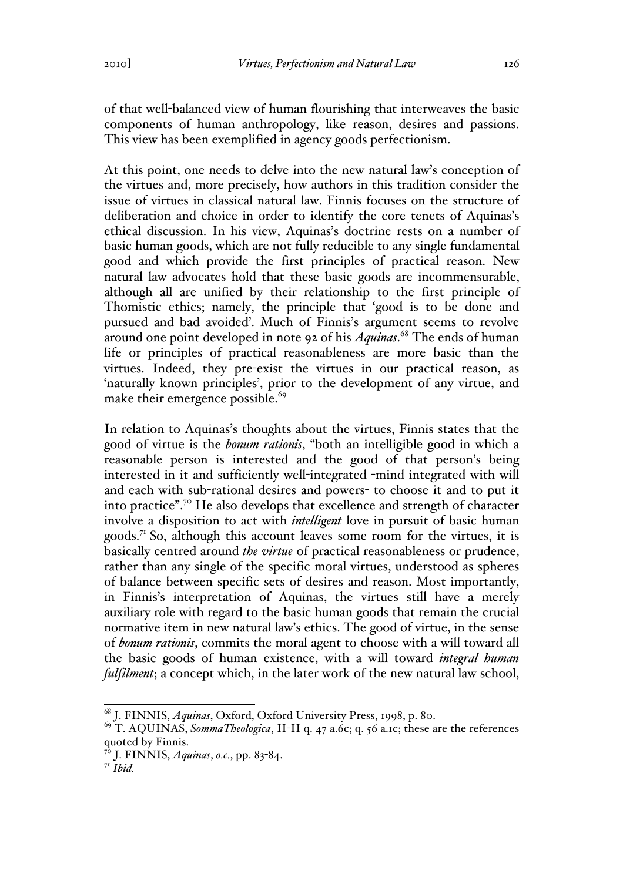of that well-balanced view of human flourishing that interweaves the basic components of human anthropology, like reason, desires and passions. This view has been exemplified in agency goods perfectionism.

At this point, one needs to delve into the new natural law's conception of the virtues and, more precisely, how authors in this tradition consider the issue of virtues in classical natural law. Finnis focuses on the structure of deliberation and choice in order to identify the core tenets of Aquinas's ethical discussion. In his view, Aquinas's doctrine rests on a number of basic human goods, which are not fully reducible to any single fundamental good and which provide the first principles of practical reason. New natural law advocates hold that these basic goods are incommensurable, although all are unified by their relationship to the first principle of Thomistic ethics; namely, the principle that 'good is to be done and pursued and bad avoided'. Much of Finnis's argument seems to revolve around one point developed in note 92 of his *Aquinas*.[68] The ends of human life or principles of practical reasonableness are more basic than the virtues. Indeed, they pre-exist the virtues in our practical reason, as 'naturally known principles', prior to the development of any virtue, and make their emergence possible.[69]

In relation to Aquinas's thoughts about the virtues, Finnis states that the good of virtue is the *bonum rationis*, "both an intelligible good in which a reasonable person is interested and the good of that person's being interested in it and sufficiently well-integrated -mind integrated with will and each with sub-rational desires and powers- to choose it and to put it into practice".[70] He also develops that excellence and strength of character involve a disposition to act with *intelligent* love in pursuit of basic human goods.[71] So, although this account leaves some room for the virtues, it is basically centred around *the virtue* of practical reasonableness or prudence, rather than any single of the specific moral virtues, understood as spheres of balance between specific sets of desires and reason. Most importantly, in Finnis's interpretation of Aquinas, the virtues still have a merely auxiliary role with regard to the basic human goods that remain the crucial normative item in new natural law's ethics. The good of virtue, in the sense of *bonum rationis*, commits the moral agent to choose with a will toward all the basic goods of human existence, with a will toward *integral human fulfilment*; a concept which, in the later work of the new natural law school,

---

[68] J. FINNIS, *Aquinas*, Oxford, Oxford University Press, 1998, p. 80.

[69] T. AQUINAS, *SommaTheologica*, II-II q. 47 a.6c; q. 56 a.1c; these are the references quoted by Finnis.

[70] J. FINNIS, *Aquinas*, *o.c.*, pp. 83-84.

[71] *Ibid.*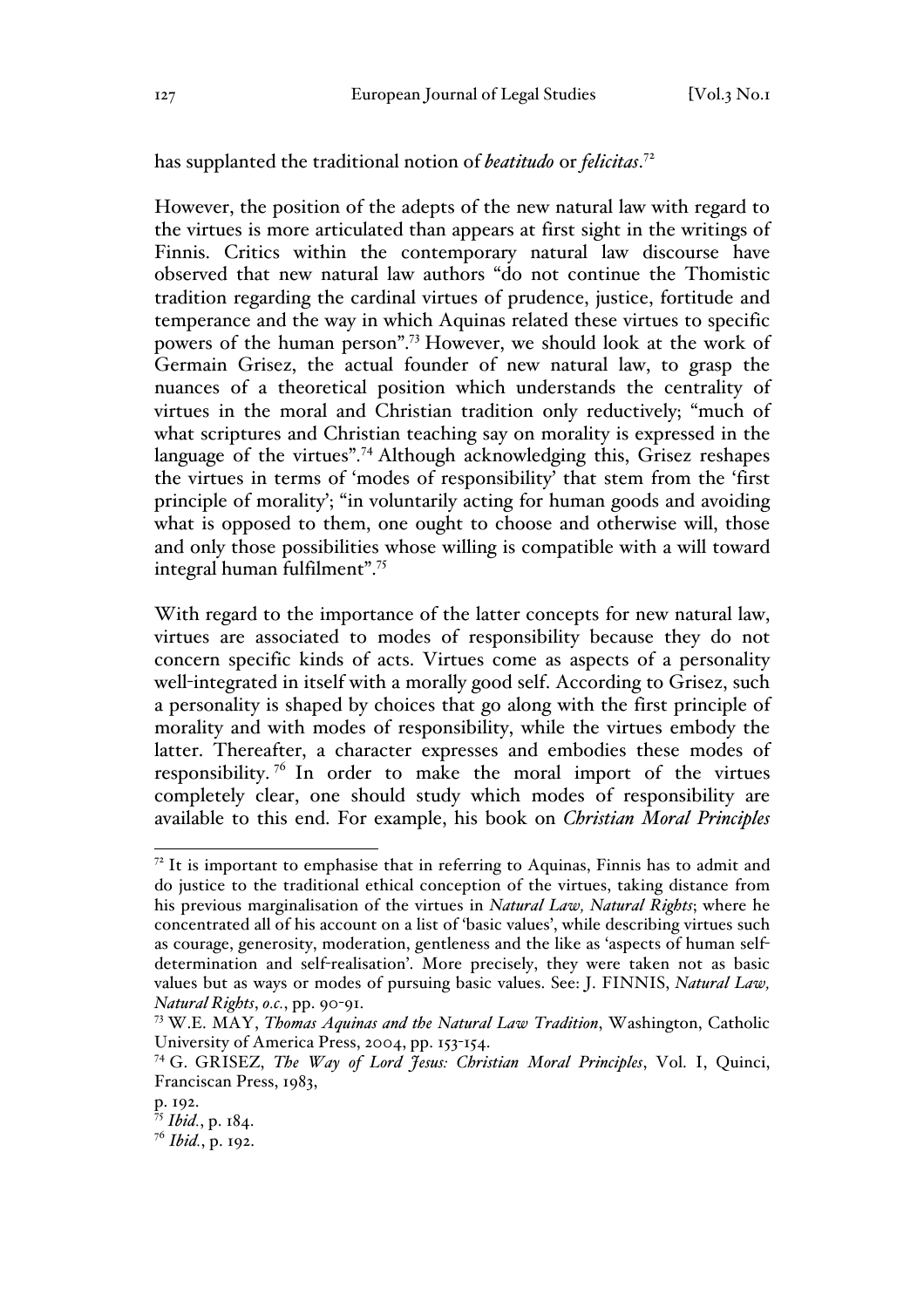has supplanted the traditional notion of *beatitudo* or *felicitas*.[72]

However, the position of the adepts of the new natural law with regard to the virtues is more articulated than appears at first sight in the writings of Finnis. Critics within the contemporary natural law discourse have observed that new natural law authors "do not continue the Thomistic tradition regarding the cardinal virtues of prudence, justice, fortitude and temperance and the way in which Aquinas related these virtues to specific powers of the human person".[73] However, we should look at the work of Germain Grisez, the actual founder of new natural law, to grasp the nuances of a theoretical position which understands the centrality of virtues in the moral and Christian tradition only reductively; "much of what scriptures and Christian teaching say on morality is expressed in the language of the virtues".[74] Although acknowledging this, Grisez reshapes the virtues in terms of 'modes of responsibility' that stem from the 'first principle of morality'; "in voluntarily acting for human goods and avoiding what is opposed to them, one ought to choose and otherwise will, those and only those possibilities whose willing is compatible with a will toward integral human fulfilment".[75]

With regard to the importance of the latter concepts for new natural law, virtues are associated to modes of responsibility because they do not concern specific kinds of acts. Virtues come as aspects of a personality well-integrated in itself with a morally good self. According to Grisez, such a personality is shaped by choices that go along with the first principle of morality and with modes of responsibility, while the virtues embody the latter. Thereafter, a character expresses and embodies these modes of responsibility.[76] In order to make the moral import of the virtues completely clear, one should study which modes of responsibility are available to this end. For example, his book on *Christian Moral Principles*

---

[72] It is important to emphasise that in referring to Aquinas, Finnis has to admit and do justice to the traditional ethical conception of the virtues, taking distance from his previous marginalisation of the virtues in *Natural Law, Natural Rights*; where he concentrated all of his account on a list of 'basic values', while describing virtues such as courage, generosity, moderation, gentleness and the like as 'aspects of human self-determination and self-realisation'. More precisely, they were taken not as basic values but as ways or modes of pursuing basic values. See: J. FINNIS, *Natural Law, Natural Rights*, *o.c.*, pp. 90-91.

[73] W.E. MAY, *Thomas Aquinas and the Natural Law Tradition*, Washington, Catholic University of America Press, 2004, pp. 153-154.

[74] G. GRISEZ, *The Way of Lord Jesus: Christian Moral Principles*, Vol. I, Quinci, Franciscan Press, 1983, p. 192.

[75] *Ibid.*, p. 184.

[76] *Ibid.*, p. 192.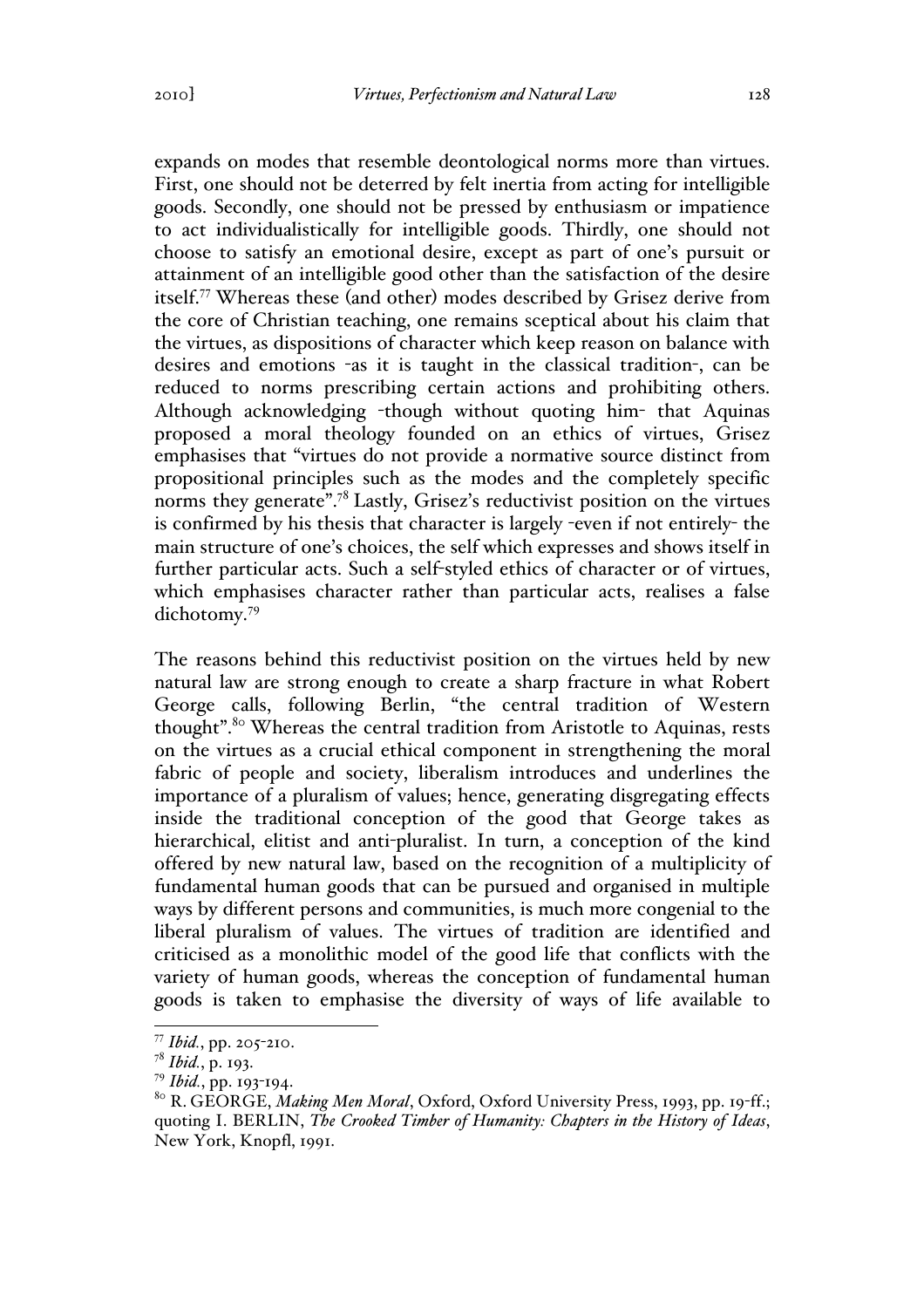expands on modes that resemble deontological norms more than virtues. First, one should not be deterred by felt inertia from acting for intelligible goods. Secondly, one should not be pressed by enthusiasm or impatience to act individualistically for intelligible goods. Thirdly, one should not choose to satisfy an emotional desire, except as part of one's pursuit or attainment of an intelligible good other than the satisfaction of the desire itself.[77] Whereas these (and other) modes described by Grisez derive from the core of Christian teaching, one remains sceptical about his claim that the virtues, as dispositions of character which keep reason on balance with desires and emotions -as it is taught in the classical tradition-, can be reduced to norms prescribing certain actions and prohibiting others. Although acknowledging -though without quoting him- that Aquinas proposed a moral theology founded on an ethics of virtues, Grisez emphasises that "virtues do not provide a normative source distinct from propositional principles such as the modes and the completely specific norms they generate".[78] Lastly, Grisez's reductivist position on the virtues is confirmed by his thesis that character is largely -even if not entirely- the main structure of one's choices, the self which expresses and shows itself in further particular acts. Such a self-styled ethics of character or of virtues, which emphasises character rather than particular acts, realises a false dichotomy.[79]

The reasons behind this reductivist position on the virtues held by new natural law are strong enough to create a sharp fracture in what Robert George calls, following Berlin, "the central tradition of Western thought".[80] Whereas the central tradition from Aristotle to Aquinas, rests on the virtues as a crucial ethical component in strengthening the moral fabric of people and society, liberalism introduces and underlines the importance of a pluralism of values; hence, generating disgregating effects inside the traditional conception of the good that George takes as hierarchical, elitist and anti-pluralist. In turn, a conception of the kind offered by new natural law, based on the recognition of a multiplicity of fundamental human goods that can be pursued and organised in multiple ways by different persons and communities, is much more congenial to the liberal pluralism of values. The virtues of tradition are identified and criticised as a monolithic model of the good life that conflicts with the variety of human goods, whereas the conception of fundamental human goods is taken to emphasise the diversity of ways of life available to

---

[77] *Ibid.*, pp. 205-210.

[78] *Ibid.*, p. 193.

[79] *Ibid.*, pp. 193-194.

[80] R. GEORGE, *Making Men Moral*, Oxford, Oxford University Press, 1993, pp. 19-ff.; quoting I. BERLIN, *The Crooked Timber of Humanity: Chapters in the History of Ideas*, New York, Knopfl, 1991.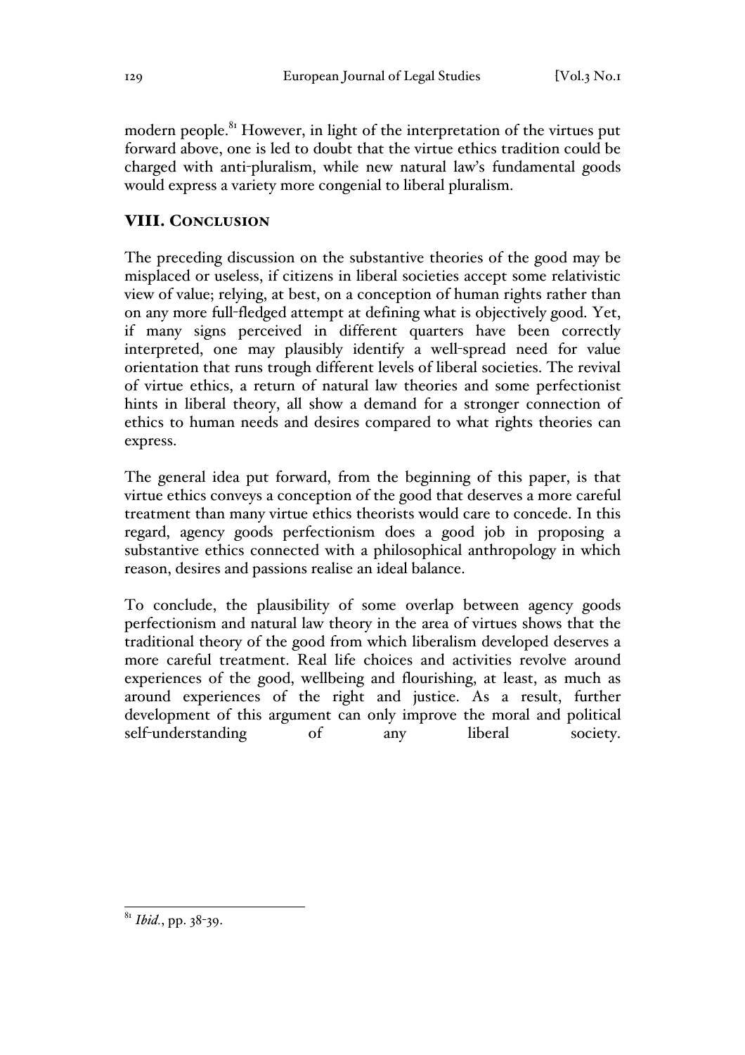modern people.[81] However, in light of the interpretation of the virtues put forward above, one is led to doubt that the virtue ethics tradition could be charged with anti-pluralism, while new natural law's fundamental goods would express a variety more congenial to liberal pluralism.

## VIII. Conclusion

The preceding discussion on the substantive theories of the good may be misplaced or useless, if citizens in liberal societies accept some relativistic view of value; relying, at best, on a conception of human rights rather than on any more full-fledged attempt at defining what is objectively good. Yet, if many signs perceived in different quarters have been correctly interpreted, one may plausibly identify a well-spread need for value orientation that runs trough different levels of liberal societies. The revival of virtue ethics, a return of natural law theories and some perfectionist hints in liberal theory, all show a demand for a stronger connection of ethics to human needs and desires compared to what rights theories can express.

The general idea put forward, from the beginning of this paper, is that virtue ethics conveys a conception of the good that deserves a more careful treatment than many virtue ethics theorists would care to concede. In this regard, agency goods perfectionism does a good job in proposing a substantive ethics connected with a philosophical anthropology in which reason, desires and passions realise an ideal balance.

To conclude, the plausibility of some overlap between agency goods perfectionism and natural law theory in the area of virtues shows that the traditional theory of the good from which liberalism developed deserves a more careful treatment. Real life choices and activities revolve around experiences of the good, wellbeing and flourishing, at least, as much as around experiences of the right and justice. As a result, further development of this argument can only improve the moral and political self-understanding of any liberal society.

---

[81] *Ibid.*, pp. 38-39.